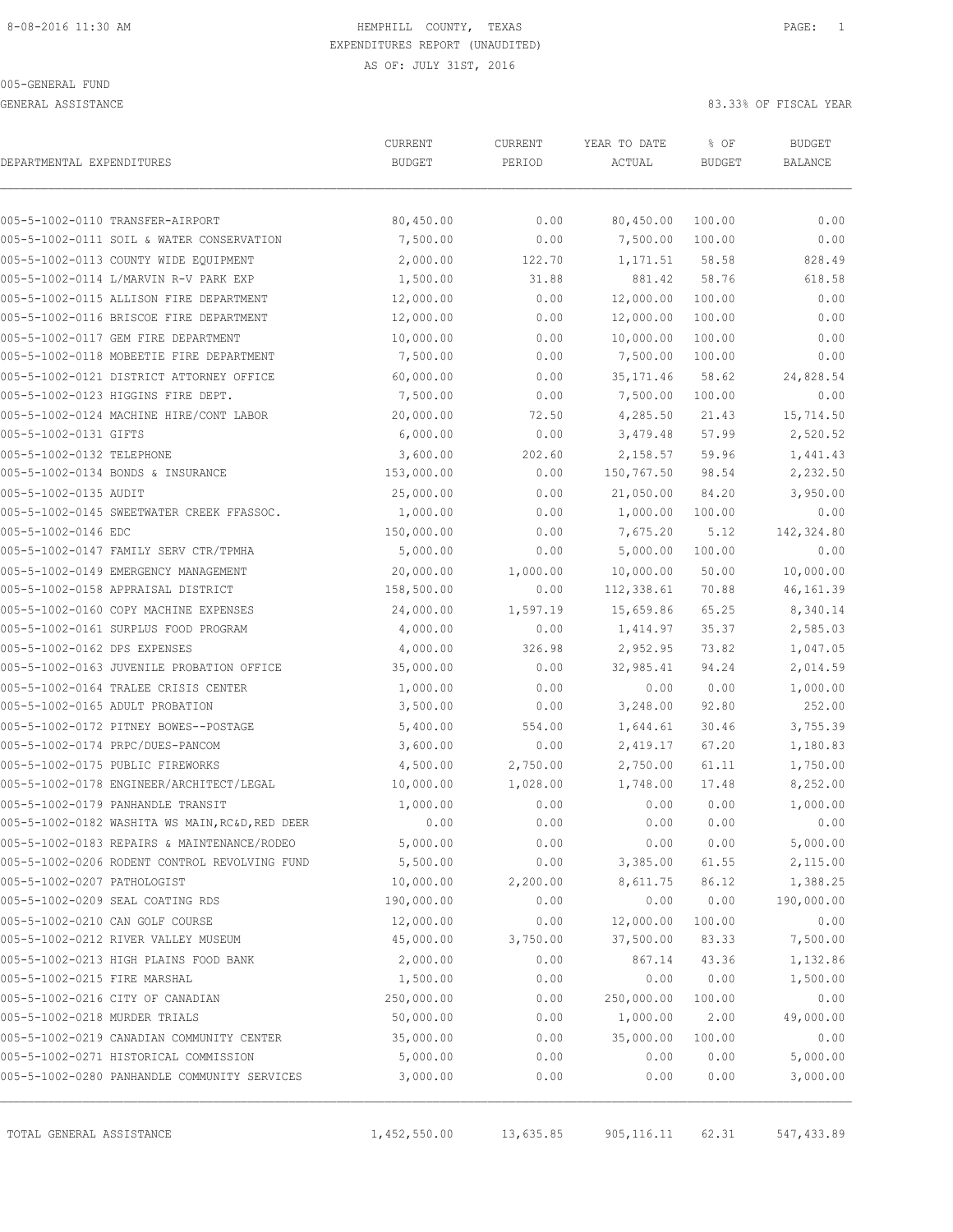HEMPHILL COUNTY, TEXAS
EXPENDITURES REPORT (UNAUDITED)
AS OF: JULY 31ST, 2016

005-GENERAL FUND
GENERAL ASSISTANCE

83.33% OF FISCAL YEAR

| DEPARTMENTAL EXPENDITURES | CURRENT BUDGET | CURRENT PERIOD | YEAR TO DATE ACTUAL | % OF BUDGET | BUDGET BALANCE |
|---|---|---|---|---|---|
| 005-5-1002-0110 TRANSFER-AIRPORT | 80,450.00 | 0.00 | 80,450.00 | 100.00 | 0.00 |
| 005-5-1002-0111 SOIL & WATER CONSERVATION | 7,500.00 | 0.00 | 7,500.00 | 100.00 | 0.00 |
| 005-5-1002-0113 COUNTY WIDE EQUIPMENT | 2,000.00 | 122.70 | 1,171.51 | 58.58 | 828.49 |
| 005-5-1002-0114 L/MARVIN R-V PARK EXP | 1,500.00 | 31.88 | 881.42 | 58.76 | 618.58 |
| 005-5-1002-0115 ALLISON FIRE DEPARTMENT | 12,000.00 | 0.00 | 12,000.00 | 100.00 | 0.00 |
| 005-5-1002-0116 BRISCOE FIRE DEPARTMENT | 12,000.00 | 0.00 | 12,000.00 | 100.00 | 0.00 |
| 005-5-1002-0117 GEM FIRE DEPARTMENT | 10,000.00 | 0.00 | 10,000.00 | 100.00 | 0.00 |
| 005-5-1002-0118 MOBEETIE FIRE DEPARTMENT | 7,500.00 | 0.00 | 7,500.00 | 100.00 | 0.00 |
| 005-5-1002-0121 DISTRICT ATTORNEY OFFICE | 60,000.00 | 0.00 | 35,171.46 | 58.62 | 24,828.54 |
| 005-5-1002-0123 HIGGINS FIRE DEPT. | 7,500.00 | 0.00 | 7,500.00 | 100.00 | 0.00 |
| 005-5-1002-0124 MACHINE HIRE/CONT LABOR | 20,000.00 | 72.50 | 4,285.50 | 21.43 | 15,714.50 |
| 005-5-1002-0131 GIFTS | 6,000.00 | 0.00 | 3,479.48 | 57.99 | 2,520.52 |
| 005-5-1002-0132 TELEPHONE | 3,600.00 | 202.60 | 2,158.57 | 59.96 | 1,441.43 |
| 005-5-1002-0134 BONDS & INSURANCE | 153,000.00 | 0.00 | 150,767.50 | 98.54 | 2,232.50 |
| 005-5-1002-0135 AUDIT | 25,000.00 | 0.00 | 21,050.00 | 84.20 | 3,950.00 |
| 005-5-1002-0145 SWEETWATER CREEK FFASSOC. | 1,000.00 | 0.00 | 1,000.00 | 100.00 | 0.00 |
| 005-5-1002-0146 EDC | 150,000.00 | 0.00 | 7,675.20 | 5.12 | 142,324.80 |
| 005-5-1002-0147 FAMILY SERV CTR/TPMHA | 5,000.00 | 0.00 | 5,000.00 | 100.00 | 0.00 |
| 005-5-1002-0149 EMERGENCY MANAGEMENT | 20,000.00 | 1,000.00 | 10,000.00 | 50.00 | 10,000.00 |
| 005-5-1002-0158 APPRAISAL DISTRICT | 158,500.00 | 0.00 | 112,338.61 | 70.88 | 46,161.39 |
| 005-5-1002-0160 COPY MACHINE EXPENSES | 24,000.00 | 1,597.19 | 15,659.86 | 65.25 | 8,340.14 |
| 005-5-1002-0161 SURPLUS FOOD PROGRAM | 4,000.00 | 0.00 | 1,414.97 | 35.37 | 2,585.03 |
| 005-5-1002-0162 DPS EXPENSES | 4,000.00 | 326.98 | 2,952.95 | 73.82 | 1,047.05 |
| 005-5-1002-0163 JUVENILE PROBATION OFFICE | 35,000.00 | 0.00 | 32,985.41 | 94.24 | 2,014.59 |
| 005-5-1002-0164 TRALEE CRISIS CENTER | 1,000.00 | 0.00 | 0.00 | 0.00 | 1,000.00 |
| 005-5-1002-0165 ADULT PROBATION | 3,500.00 | 0.00 | 3,248.00 | 92.80 | 252.00 |
| 005-5-1002-0172 PITNEY BOWES--POSTAGE | 5,400.00 | 554.00 | 1,644.61 | 30.46 | 3,755.39 |
| 005-5-1002-0174 PRPC/DUES-PANCOM | 3,600.00 | 0.00 | 2,419.17 | 67.20 | 1,180.83 |
| 005-5-1002-0175 PUBLIC FIREWORKS | 4,500.00 | 2,750.00 | 2,750.00 | 61.11 | 1,750.00 |
| 005-5-1002-0178 ENGINEER/ARCHITECT/LEGAL | 10,000.00 | 1,028.00 | 1,748.00 | 17.48 | 8,252.00 |
| 005-5-1002-0179 PANHANDLE TRANSIT | 1,000.00 | 0.00 | 0.00 | 0.00 | 1,000.00 |
| 005-5-1002-0182 WASHITA WS MAIN,RC&D,RED DEER | 0.00 | 0.00 | 0.00 | 0.00 | 0.00 |
| 005-5-1002-0183 REPAIRS & MAINTENANCE/RODEO | 5,000.00 | 0.00 | 0.00 | 0.00 | 5,000.00 |
| 005-5-1002-0206 RODENT CONTROL REVOLVING FUND | 5,500.00 | 0.00 | 3,385.00 | 61.55 | 2,115.00 |
| 005-5-1002-0207 PATHOLOGIST | 10,000.00 | 2,200.00 | 8,611.75 | 86.12 | 1,388.25 |
| 005-5-1002-0209 SEAL COATING RDS | 190,000.00 | 0.00 | 0.00 | 0.00 | 190,000.00 |
| 005-5-1002-0210 CAN GOLF COURSE | 12,000.00 | 0.00 | 12,000.00 | 100.00 | 0.00 |
| 005-5-1002-0212 RIVER VALLEY MUSEUM | 45,000.00 | 3,750.00 | 37,500.00 | 83.33 | 7,500.00 |
| 005-5-1002-0213 HIGH PLAINS FOOD BANK | 2,000.00 | 0.00 | 867.14 | 43.36 | 1,132.86 |
| 005-5-1002-0215 FIRE MARSHAL | 1,500.00 | 0.00 | 0.00 | 0.00 | 1,500.00 |
| 005-5-1002-0216 CITY OF CANADIAN | 250,000.00 | 0.00 | 250,000.00 | 100.00 | 0.00 |
| 005-5-1002-0218 MURDER TRIALS | 50,000.00 | 0.00 | 1,000.00 | 2.00 | 49,000.00 |
| 005-5-1002-0219 CANADIAN COMMUNITY CENTER | 35,000.00 | 0.00 | 35,000.00 | 100.00 | 0.00 |
| 005-5-1002-0271 HISTORICAL COMMISSION | 5,000.00 | 0.00 | 0.00 | 0.00 | 5,000.00 |
| 005-5-1002-0280 PANHANDLE COMMUNITY SERVICES | 3,000.00 | 0.00 | 0.00 | 0.00 | 3,000.00 |
| TOTAL GENERAL ASSISTANCE | 1,452,550.00 | 13,635.85 | 905,116.11 | 62.31 | 547,433.89 |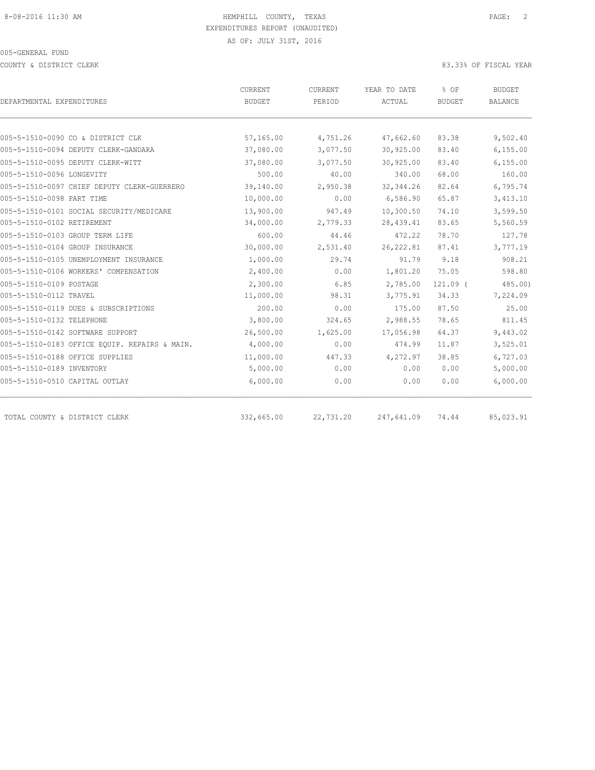HEMPHILL COUNTY, TEXAS
EXPENDITURES REPORT (UNAUDITED)
AS OF: JULY 31ST, 2016

005-GENERAL FUND

COUNTY & DISTRICT CLERK — 83.33% OF FISCAL YEAR

| DEPARTMENTAL EXPENDITURES | CURRENT BUDGET | CURRENT PERIOD | YEAR TO DATE ACTUAL | % OF BUDGET | BUDGET BALANCE |
|---|---|---|---|---|---|
| 005-5-1510-0090 CO & DISTRICT CLK | 57,165.00 | 4,751.26 | 47,662.60 | 83.38 | 9,502.40 |
| 005-5-1510-0094 DEPUTY CLERK-GANDARA | 37,080.00 | 3,077.50 | 30,925.00 | 83.40 | 6,155.00 |
| 005-5-1510-0095 DEPUTY CLERK-WITT | 37,080.00 | 3,077.50 | 30,925.00 | 83.40 | 6,155.00 |
| 005-5-1510-0096 LONGEVITY | 500.00 | 40.00 | 340.00 | 68.00 | 160.00 |
| 005-5-1510-0097 CHIEF DEPUTY CLERK-GUERRERO | 39,140.00 | 2,950.38 | 32,344.26 | 82.64 | 6,795.74 |
| 005-5-1510-0098 PART TIME | 10,000.00 | 0.00 | 6,586.90 | 65.87 | 3,413.10 |
| 005-5-1510-0101 SOCIAL SECURITY/MEDICARE | 13,900.00 | 947.49 | 10,300.50 | 74.10 | 3,599.50 |
| 005-5-1510-0102 RETIREMENT | 34,000.00 | 2,779.33 | 28,439.41 | 83.65 | 5,560.59 |
| 005-5-1510-0103 GROUP TERM LIFE | 600.00 | 44.46 | 472.22 | 78.70 | 127.78 |
| 005-5-1510-0104 GROUP INSURANCE | 30,000.00 | 2,531.40 | 26,222.81 | 87.41 | 3,777.19 |
| 005-5-1510-0105 UNEMPLOYMENT INSURANCE | 1,000.00 | 29.74 | 91.79 | 9.18 | 908.21 |
| 005-5-1510-0106 WORKERS' COMPENSATION | 2,400.00 | 0.00 | 1,801.20 | 75.05 | 598.80 |
| 005-5-1510-0109 POSTAGE | 2,300.00 | 6.85 | 2,785.00 | 121.09 | ( 485.00) |
| 005-5-1510-0112 TRAVEL | 11,000.00 | 98.31 | 3,775.91 | 34.33 | 7,224.09 |
| 005-5-1510-0119 DUES & SUBSCRIPTIONS | 200.00 | 0.00 | 175.00 | 87.50 | 25.00 |
| 005-5-1510-0132 TELEPHONE | 3,800.00 | 324.65 | 2,988.55 | 78.65 | 811.45 |
| 005-5-1510-0142 SOFTWARE SUPPORT | 26,500.00 | 1,625.00 | 17,056.98 | 64.37 | 9,443.02 |
| 005-5-1510-0183 OFFICE EQUIP. REPAIRS & MAIN. | 4,000.00 | 0.00 | 474.99 | 11.87 | 3,525.01 |
| 005-5-1510-0188 OFFICE SUPPLIES | 11,000.00 | 447.33 | 4,272.97 | 38.85 | 6,727.03 |
| 005-5-1510-0189 INVENTORY | 5,000.00 | 0.00 | 0.00 | 0.00 | 5,000.00 |
| 005-5-1510-0510 CAPITAL OUTLAY | 6,000.00 | 0.00 | 0.00 | 0.00 | 6,000.00 |
| TOTAL COUNTY & DISTRICT CLERK | 332,665.00 | 22,731.20 | 247,641.09 | 74.44 | 85,023.91 |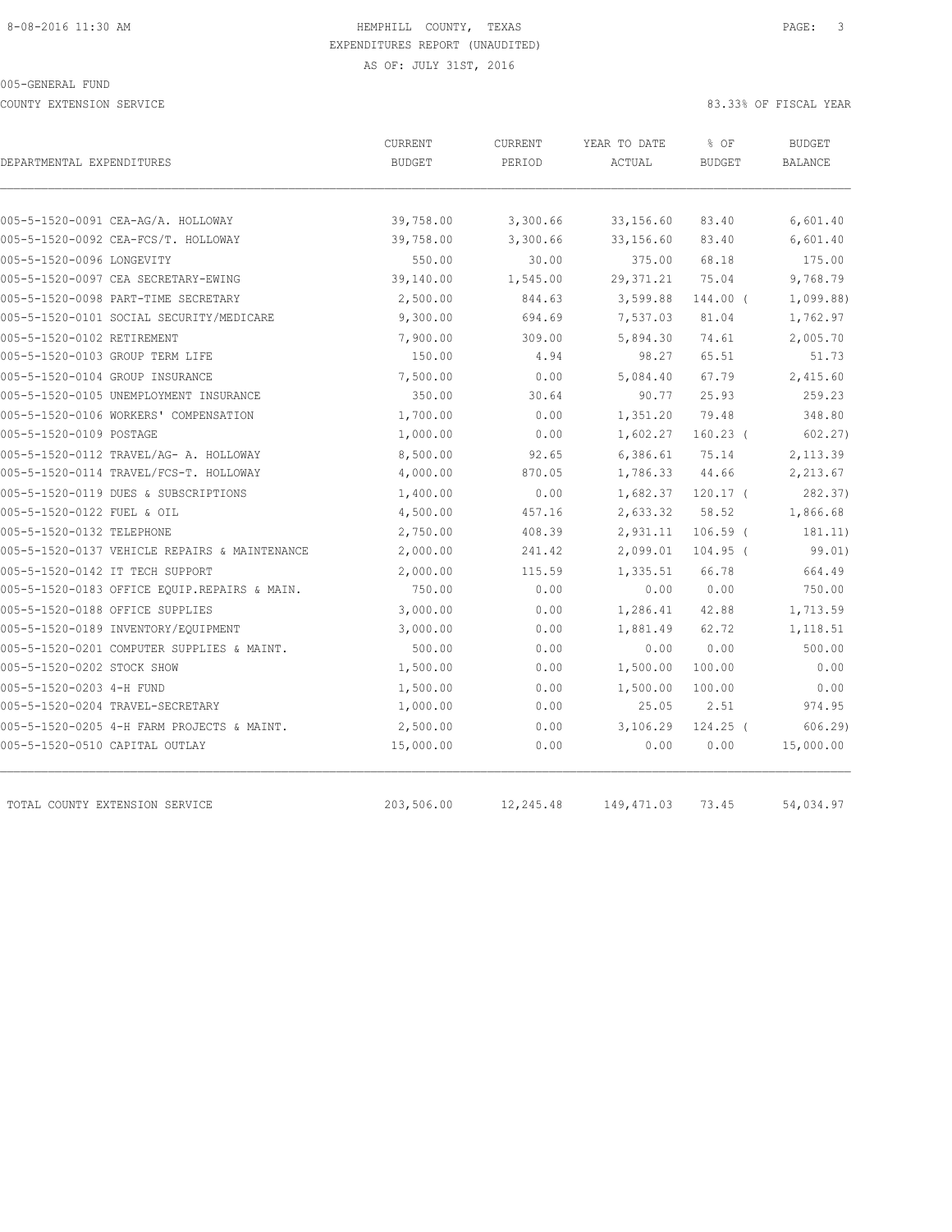HEMPHILL COUNTY, TEXAS
EXPENDITURES REPORT (UNAUDITED)
AS OF: JULY 31ST, 2016

005-GENERAL FUND

COUNTY EXTENSION SERVICE

83.33% OF FISCAL YEAR

| DEPARTMENTAL EXPENDITURES | CURRENT BUDGET | CURRENT PERIOD | YEAR TO DATE ACTUAL | % OF BUDGET | BUDGET BALANCE |
|---|---|---|---|---|---|
| 005-5-1520-0091 CEA-AG/A. HOLLOWAY | 39,758.00 | 3,300.66 | 33,156.60 | 83.40 | 6,601.40 |
| 005-5-1520-0092 CEA-FCS/T. HOLLOWAY | 39,758.00 | 3,300.66 | 33,156.60 | 83.40 | 6,601.40 |
| 005-5-1520-0096 LONGEVITY | 550.00 | 30.00 | 375.00 | 68.18 | 175.00 |
| 005-5-1520-0097 CEA SECRETARY-EWING | 39,140.00 | 1,545.00 | 29,371.21 | 75.04 | 9,768.79 |
| 005-5-1520-0098 PART-TIME SECRETARY | 2,500.00 | 844.63 | 3,599.88 | 144.00 ( | 1,099.88) |
| 005-5-1520-0101 SOCIAL SECURITY/MEDICARE | 9,300.00 | 694.69 | 7,537.03 | 81.04 | 1,762.97 |
| 005-5-1520-0102 RETIREMENT | 7,900.00 | 309.00 | 5,894.30 | 74.61 | 2,005.70 |
| 005-5-1520-0103 GROUP TERM LIFE | 150.00 | 4.94 | 98.27 | 65.51 | 51.73 |
| 005-5-1520-0104 GROUP INSURANCE | 7,500.00 | 0.00 | 5,084.40 | 67.79 | 2,415.60 |
| 005-5-1520-0105 UNEMPLOYMENT INSURANCE | 350.00 | 30.64 | 90.77 | 25.93 | 259.23 |
| 005-5-1520-0106 WORKERS' COMPENSATION | 1,700.00 | 0.00 | 1,351.20 | 79.48 | 348.80 |
| 005-5-1520-0109 POSTAGE | 1,000.00 | 0.00 | 1,602.27 | 160.23 ( | 602.27) |
| 005-5-1520-0112 TRAVEL/AG- A. HOLLOWAY | 8,500.00 | 92.65 | 6,386.61 | 75.14 | 2,113.39 |
| 005-5-1520-0114 TRAVEL/FCS-T. HOLLOWAY | 4,000.00 | 870.05 | 1,786.33 | 44.66 | 2,213.67 |
| 005-5-1520-0119 DUES & SUBSCRIPTIONS | 1,400.00 | 0.00 | 1,682.37 | 120.17 ( | 282.37) |
| 005-5-1520-0122 FUEL & OIL | 4,500.00 | 457.16 | 2,633.32 | 58.52 | 1,866.68 |
| 005-5-1520-0132 TELEPHONE | 2,750.00 | 408.39 | 2,931.11 | 106.59 ( | 181.11) |
| 005-5-1520-0137 VEHICLE REPAIRS & MAINTENANCE | 2,000.00 | 241.42 | 2,099.01 | 104.95 ( | 99.01) |
| 005-5-1520-0142 IT TECH SUPPORT | 2,000.00 | 115.59 | 1,335.51 | 66.78 | 664.49 |
| 005-5-1520-0183 OFFICE EQUIP.REPAIRS & MAIN. | 750.00 | 0.00 | 0.00 | 0.00 | 750.00 |
| 005-5-1520-0188 OFFICE SUPPLIES | 3,000.00 | 0.00 | 1,286.41 | 42.88 | 1,713.59 |
| 005-5-1520-0189 INVENTORY/EQUIPMENT | 3,000.00 | 0.00 | 1,881.49 | 62.72 | 1,118.51 |
| 005-5-1520-0201 COMPUTER SUPPLIES & MAINT. | 500.00 | 0.00 | 0.00 | 0.00 | 500.00 |
| 005-5-1520-0202 STOCK SHOW | 1,500.00 | 0.00 | 1,500.00 | 100.00 | 0.00 |
| 005-5-1520-0203 4-H FUND | 1,500.00 | 0.00 | 1,500.00 | 100.00 | 0.00 |
| 005-5-1520-0204 TRAVEL-SECRETARY | 1,000.00 | 0.00 | 25.05 | 2.51 | 974.95 |
| 005-5-1520-0205 4-H FARM PROJECTS & MAINT. | 2,500.00 | 0.00 | 3,106.29 | 124.25 ( | 606.29) |
| 005-5-1520-0510 CAPITAL OUTLAY | 15,000.00 | 0.00 | 0.00 | 0.00 | 15,000.00 |
| TOTAL COUNTY EXTENSION SERVICE | 203,506.00 | 12,245.48 | 149,471.03 | 73.45 | 54,034.97 |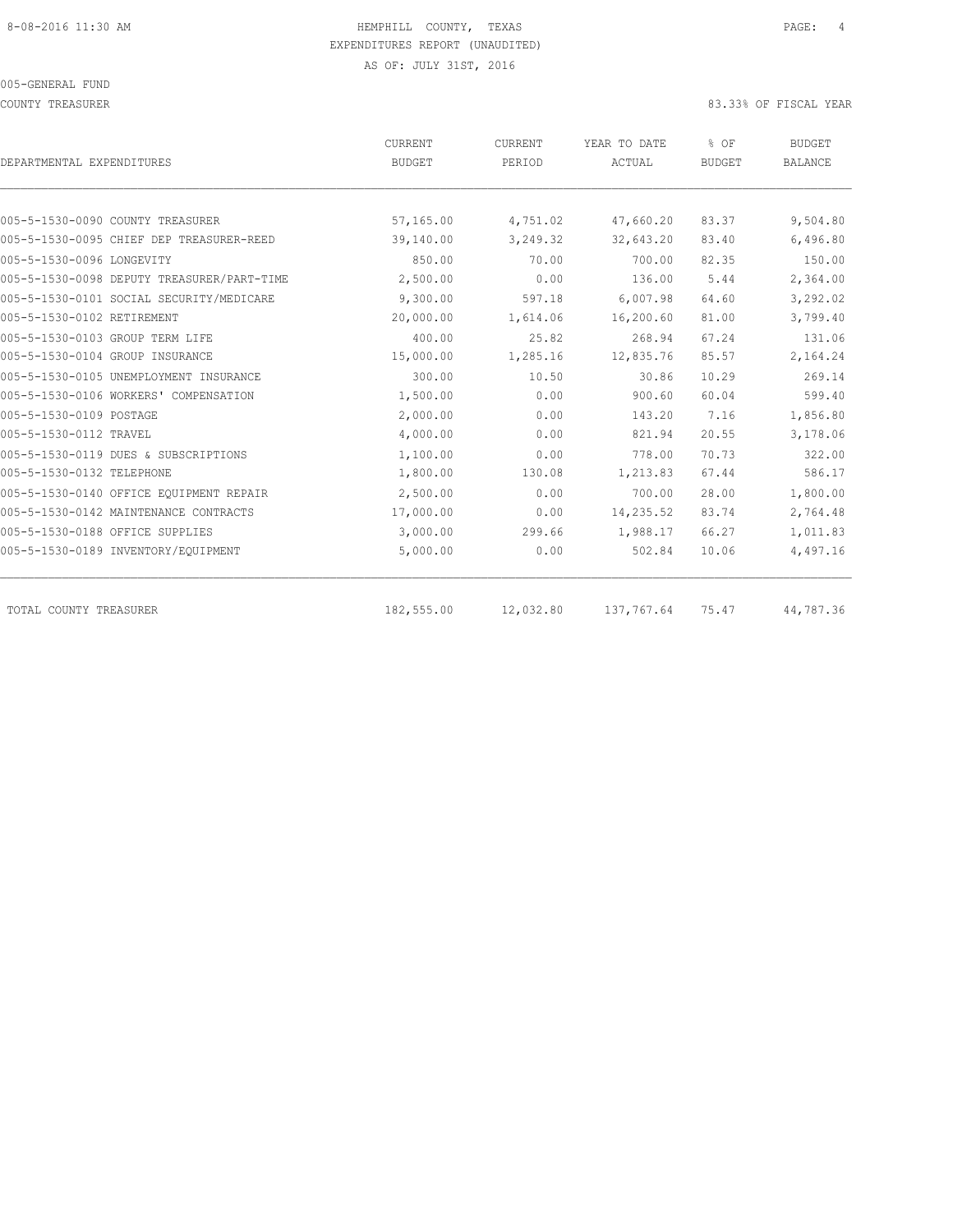HEMPHILL COUNTY, TEXAS
EXPENDITURES REPORT (UNAUDITED)
AS OF: JULY 31ST, 2016

005-GENERAL FUND

COUNTY TREASURER

83.33% OF FISCAL YEAR

| DEPARTMENTAL EXPENDITURES | CURRENT BUDGET | CURRENT PERIOD | YEAR TO DATE ACTUAL | % OF BUDGET | BUDGET BALANCE |
|---|---|---|---|---|---|
| 005-5-1530-0090 COUNTY TREASURER | 57,165.00 | 4,751.02 | 47,660.20 | 83.37 | 9,504.80 |
| 005-5-1530-0095 CHIEF DEP TREASURER-REED | 39,140.00 | 3,249.32 | 32,643.20 | 83.40 | 6,496.80 |
| 005-5-1530-0096 LONGEVITY | 850.00 | 70.00 | 700.00 | 82.35 | 150.00 |
| 005-5-1530-0098 DEPUTY TREASURER/PART-TIME | 2,500.00 | 0.00 | 136.00 | 5.44 | 2,364.00 |
| 005-5-1530-0101 SOCIAL SECURITY/MEDICARE | 9,300.00 | 597.18 | 6,007.98 | 64.60 | 3,292.02 |
| 005-5-1530-0102 RETIREMENT | 20,000.00 | 1,614.06 | 16,200.60 | 81.00 | 3,799.40 |
| 005-5-1530-0103 GROUP TERM LIFE | 400.00 | 25.82 | 268.94 | 67.24 | 131.06 |
| 005-5-1530-0104 GROUP INSURANCE | 15,000.00 | 1,285.16 | 12,835.76 | 85.57 | 2,164.24 |
| 005-5-1530-0105 UNEMPLOYMENT INSURANCE | 300.00 | 10.50 | 30.86 | 10.29 | 269.14 |
| 005-5-1530-0106 WORKERS' COMPENSATION | 1,500.00 | 0.00 | 900.60 | 60.04 | 599.40 |
| 005-5-1530-0109 POSTAGE | 2,000.00 | 0.00 | 143.20 | 7.16 | 1,856.80 |
| 005-5-1530-0112 TRAVEL | 4,000.00 | 0.00 | 821.94 | 20.55 | 3,178.06 |
| 005-5-1530-0119 DUES & SUBSCRIPTIONS | 1,100.00 | 0.00 | 778.00 | 70.73 | 322.00 |
| 005-5-1530-0132 TELEPHONE | 1,800.00 | 130.08 | 1,213.83 | 67.44 | 586.17 |
| 005-5-1530-0140 OFFICE EQUIPMENT REPAIR | 2,500.00 | 0.00 | 700.00 | 28.00 | 1,800.00 |
| 005-5-1530-0142 MAINTENANCE CONTRACTS | 17,000.00 | 0.00 | 14,235.52 | 83.74 | 2,764.48 |
| 005-5-1530-0188 OFFICE SUPPLIES | 3,000.00 | 299.66 | 1,988.17 | 66.27 | 1,011.83 |
| 005-5-1530-0189 INVENTORY/EQUIPMENT | 5,000.00 | 0.00 | 502.84 | 10.06 | 4,497.16 |
| TOTAL COUNTY TREASURER | 182,555.00 | 12,032.80 | 137,767.64 | 75.47 | 44,787.36 |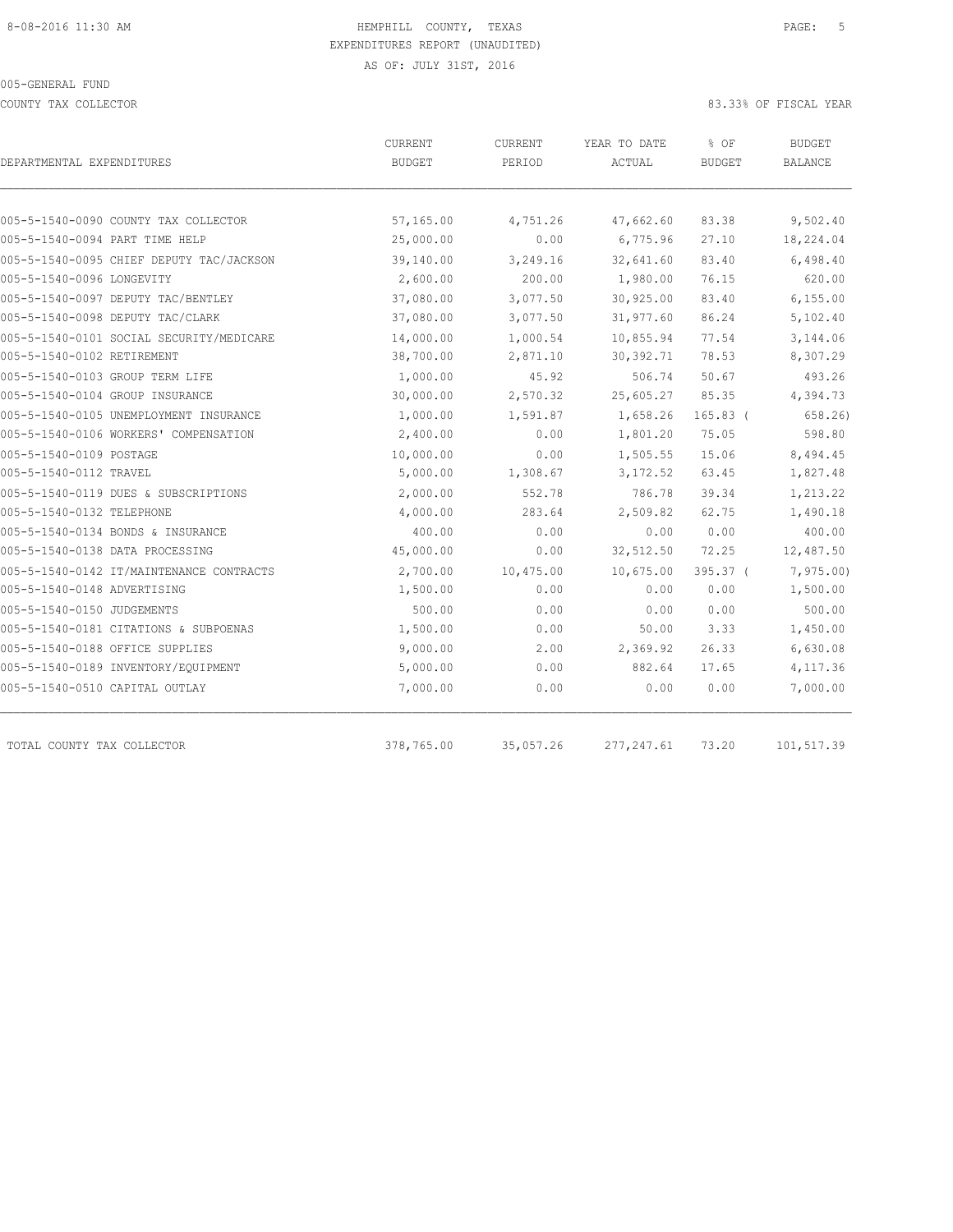HEMPHILL COUNTY, TEXAS
EXPENDITURES REPORT (UNAUDITED)
AS OF: JULY 31ST, 2016

8-08-2016 11:30 AM

005-GENERAL FUND

COUNTY TAX COLLECTOR — 83.33% OF FISCAL YEAR

| DEPARTMENTAL EXPENDITURES | CURRENT BUDGET | CURRENT PERIOD | YEAR TO DATE ACTUAL | % OF BUDGET | BUDGET BALANCE |
|---|---|---|---|---|---|
| 005-5-1540-0090 COUNTY TAX COLLECTOR | 57,165.00 | 4,751.26 | 47,662.60 | 83.38 | 9,502.40 |
| 005-5-1540-0094 PART TIME HELP | 25,000.00 | 0.00 | 6,775.96 | 27.10 | 18,224.04 |
| 005-5-1540-0095 CHIEF DEPUTY TAC/JACKSON | 39,140.00 | 3,249.16 | 32,641.60 | 83.40 | 6,498.40 |
| 005-5-1540-0096 LONGEVITY | 2,600.00 | 200.00 | 1,980.00 | 76.15 | 620.00 |
| 005-5-1540-0097 DEPUTY TAC/BENTLEY | 37,080.00 | 3,077.50 | 30,925.00 | 83.40 | 6,155.00 |
| 005-5-1540-0098 DEPUTY TAC/CLARK | 37,080.00 | 3,077.50 | 31,977.60 | 86.24 | 5,102.40 |
| 005-5-1540-0101 SOCIAL SECURITY/MEDICARE | 14,000.00 | 1,000.54 | 10,855.94 | 77.54 | 3,144.06 |
| 005-5-1540-0102 RETIREMENT | 38,700.00 | 2,871.10 | 30,392.71 | 78.53 | 8,307.29 |
| 005-5-1540-0103 GROUP TERM LIFE | 1,000.00 | 45.92 | 506.74 | 50.67 | 493.26 |
| 005-5-1540-0104 GROUP INSURANCE | 30,000.00 | 2,570.32 | 25,605.27 | 85.35 | 4,394.73 |
| 005-5-1540-0105 UNEMPLOYMENT INSURANCE | 1,000.00 | 1,591.87 | 1,658.26 | 165.83 | ( 658.26) |
| 005-5-1540-0106 WORKERS' COMPENSATION | 2,400.00 | 0.00 | 1,801.20 | 75.05 | 598.80 |
| 005-5-1540-0109 POSTAGE | 10,000.00 | 0.00 | 1,505.55 | 15.06 | 8,494.45 |
| 005-5-1540-0112 TRAVEL | 5,000.00 | 1,308.67 | 3,172.52 | 63.45 | 1,827.48 |
| 005-5-1540-0119 DUES & SUBSCRIPTIONS | 2,000.00 | 552.78 | 786.78 | 39.34 | 1,213.22 |
| 005-5-1540-0132 TELEPHONE | 4,000.00 | 283.64 | 2,509.82 | 62.75 | 1,490.18 |
| 005-5-1540-0134 BONDS & INSURANCE | 400.00 | 0.00 | 0.00 | 0.00 | 400.00 |
| 005-5-1540-0138 DATA PROCESSING | 45,000.00 | 0.00 | 32,512.50 | 72.25 | 12,487.50 |
| 005-5-1540-0142 IT/MAINTENANCE CONTRACTS | 2,700.00 | 10,475.00 | 10,675.00 | 395.37 | ( 7,975.00) |
| 005-5-1540-0148 ADVERTISING | 1,500.00 | 0.00 | 0.00 | 0.00 | 1,500.00 |
| 005-5-1540-0150 JUDGEMENTS | 500.00 | 0.00 | 0.00 | 0.00 | 500.00 |
| 005-5-1540-0181 CITATIONS & SUBPOENAS | 1,500.00 | 0.00 | 50.00 | 3.33 | 1,450.00 |
| 005-5-1540-0188 OFFICE SUPPLIES | 9,000.00 | 2.00 | 2,369.92 | 26.33 | 6,630.08 |
| 005-5-1540-0189 INVENTORY/EQUIPMENT | 5,000.00 | 0.00 | 882.64 | 17.65 | 4,117.36 |
| 005-5-1540-0510 CAPITAL OUTLAY | 7,000.00 | 0.00 | 0.00 | 0.00 | 7,000.00 |
| TOTAL COUNTY TAX COLLECTOR | 378,765.00 | 35,057.26 | 277,247.61 | 73.20 | 101,517.39 |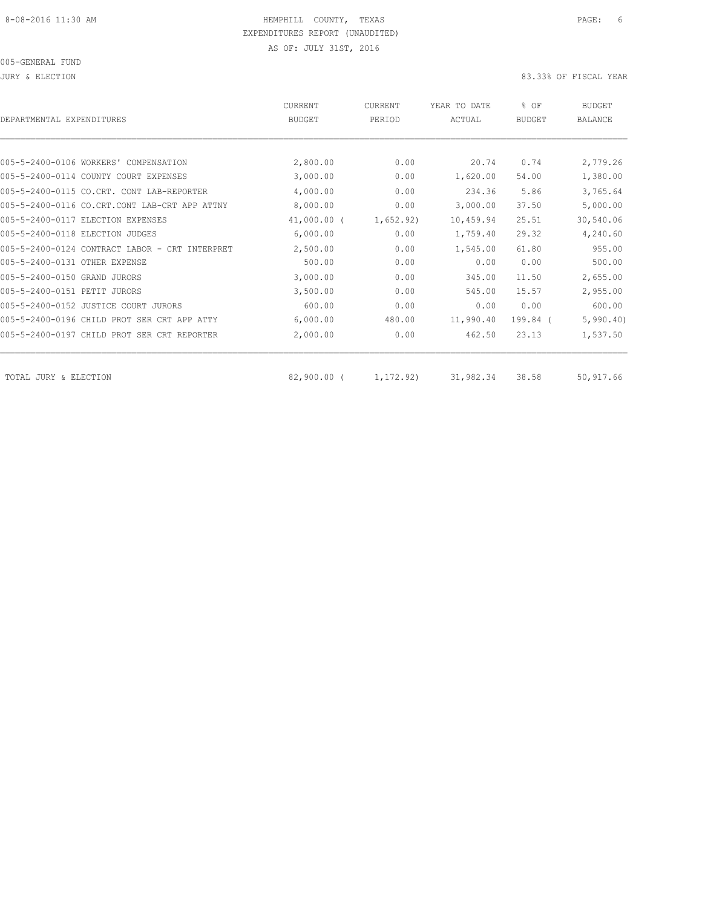HEMPHILL COUNTY, TEXAS
EXPENDITURES REPORT (UNAUDITED)
AS OF: JULY 31ST, 2016

005-GENERAL FUND

JURY & ELECTION

83.33% OF FISCAL YEAR

| DEPARTMENTAL EXPENDITURES | CURRENT BUDGET | CURRENT PERIOD | YEAR TO DATE ACTUAL | % OF BUDGET | BUDGET BALANCE |
|---|---|---|---|---|---|
| 005-5-2400-0106 WORKERS' COMPENSATION | 2,800.00 | 0.00 | 20.74 | 0.74 | 2,779.26 |
| 005-5-2400-0114 COUNTY COURT EXPENSES | 3,000.00 | 0.00 | 1,620.00 | 54.00 | 1,380.00 |
| 005-5-2400-0115 CO.CRT. CONT LAB-REPORTER | 4,000.00 | 0.00 | 234.36 | 5.86 | 3,765.64 |
| 005-5-2400-0116 CO.CRT.CONT LAB-CRT APP ATTNY | 8,000.00 | 0.00 | 3,000.00 | 37.50 | 5,000.00 |
| 005-5-2400-0117 ELECTION EXPENSES | 41,000.00 | ( 1,652.92) | 10,459.94 | 25.51 | 30,540.06 |
| 005-5-2400-0118 ELECTION JUDGES | 6,000.00 | 0.00 | 1,759.40 | 29.32 | 4,240.60 |
| 005-5-2400-0124 CONTRACT LABOR - CRT INTERPRET | 2,500.00 | 0.00 | 1,545.00 | 61.80 | 955.00 |
| 005-5-2400-0131 OTHER EXPENSE | 500.00 | 0.00 | 0.00 | 0.00 | 500.00 |
| 005-5-2400-0150 GRAND JURORS | 3,000.00 | 0.00 | 345.00 | 11.50 | 2,655.00 |
| 005-5-2400-0151 PETIT JURORS | 3,500.00 | 0.00 | 545.00 | 15.57 | 2,955.00 |
| 005-5-2400-0152 JUSTICE COURT JURORS | 600.00 | 0.00 | 0.00 | 0.00 | 600.00 |
| 005-5-2400-0196 CHILD PROT SER CRT APP ATTY | 6,000.00 | 480.00 | 11,990.40 | 199.84 | ( 5,990.40) |
| 005-5-2400-0197 CHILD PROT SER CRT REPORTER | 2,000.00 | 0.00 | 462.50 | 23.13 | 1,537.50 |
| TOTAL JURY & ELECTION | 82,900.00 | ( 1,172.92) | 31,982.34 | 38.58 | 50,917.66 |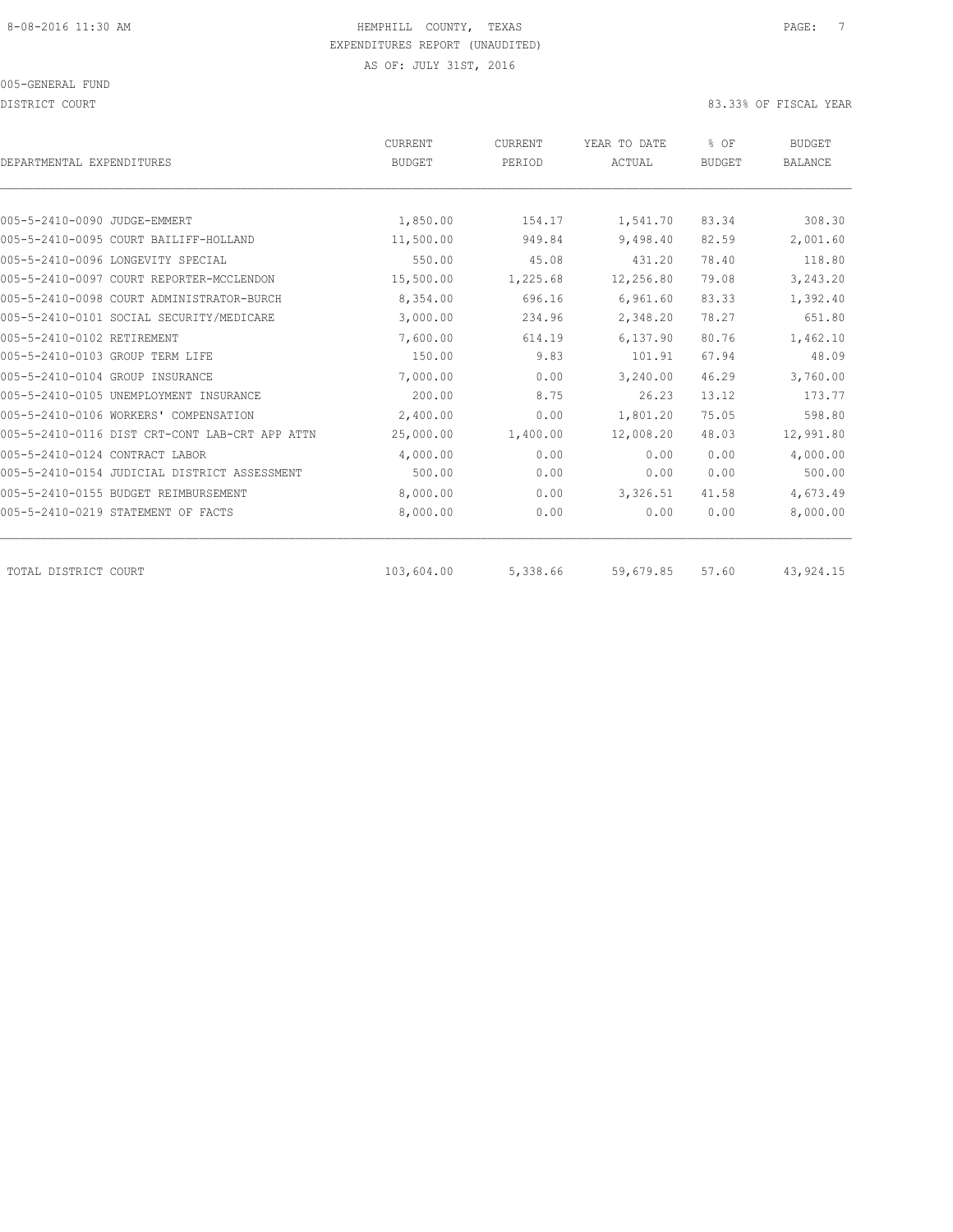HEMPHILL COUNTY, TEXAS
EXPENDITURES REPORT (UNAUDITED)
AS OF: JULY 31ST, 2016

005-GENERAL FUND

DISTRICT COURT

83.33% OF FISCAL YEAR

| DEPARTMENTAL EXPENDITURES | CURRENT BUDGET | CURRENT PERIOD | YEAR TO DATE ACTUAL | % OF BUDGET | BUDGET BALANCE |
|---|---|---|---|---|---|
| 005-5-2410-0090 JUDGE-EMMERT | 1,850.00 | 154.17 | 1,541.70 | 83.34 | 308.30 |
| 005-5-2410-0095 COURT BAILIFF-HOLLAND | 11,500.00 | 949.84 | 9,498.40 | 82.59 | 2,001.60 |
| 005-5-2410-0096 LONGEVITY SPECIAL | 550.00 | 45.08 | 431.20 | 78.40 | 118.80 |
| 005-5-2410-0097 COURT REPORTER-MCCLENDON | 15,500.00 | 1,225.68 | 12,256.80 | 79.08 | 3,243.20 |
| 005-5-2410-0098 COURT ADMINISTRATOR-BURCH | 8,354.00 | 696.16 | 6,961.60 | 83.33 | 1,392.40 |
| 005-5-2410-0101 SOCIAL SECURITY/MEDICARE | 3,000.00 | 234.96 | 2,348.20 | 78.27 | 651.80 |
| 005-5-2410-0102 RETIREMENT | 7,600.00 | 614.19 | 6,137.90 | 80.76 | 1,462.10 |
| 005-5-2410-0103 GROUP TERM LIFE | 150.00 | 9.83 | 101.91 | 67.94 | 48.09 |
| 005-5-2410-0104 GROUP INSURANCE | 7,000.00 | 0.00 | 3,240.00 | 46.29 | 3,760.00 |
| 005-5-2410-0105 UNEMPLOYMENT INSURANCE | 200.00 | 8.75 | 26.23 | 13.12 | 173.77 |
| 005-5-2410-0106 WORKERS' COMPENSATION | 2,400.00 | 0.00 | 1,801.20 | 75.05 | 598.80 |
| 005-5-2410-0116 DIST CRT-CONT LAB-CRT APP ATTN | 25,000.00 | 1,400.00 | 12,008.20 | 48.03 | 12,991.80 |
| 005-5-2410-0124 CONTRACT LABOR | 4,000.00 | 0.00 | 0.00 | 0.00 | 4,000.00 |
| 005-5-2410-0154 JUDICIAL DISTRICT ASSESSMENT | 500.00 | 0.00 | 0.00 | 0.00 | 500.00 |
| 005-5-2410-0155 BUDGET REIMBURSEMENT | 8,000.00 | 0.00 | 3,326.51 | 41.58 | 4,673.49 |
| 005-5-2410-0219 STATEMENT OF FACTS | 8,000.00 | 0.00 | 0.00 | 0.00 | 8,000.00 |
| TOTAL DISTRICT COURT | 103,604.00 | 5,338.66 | 59,679.85 | 57.60 | 43,924.15 |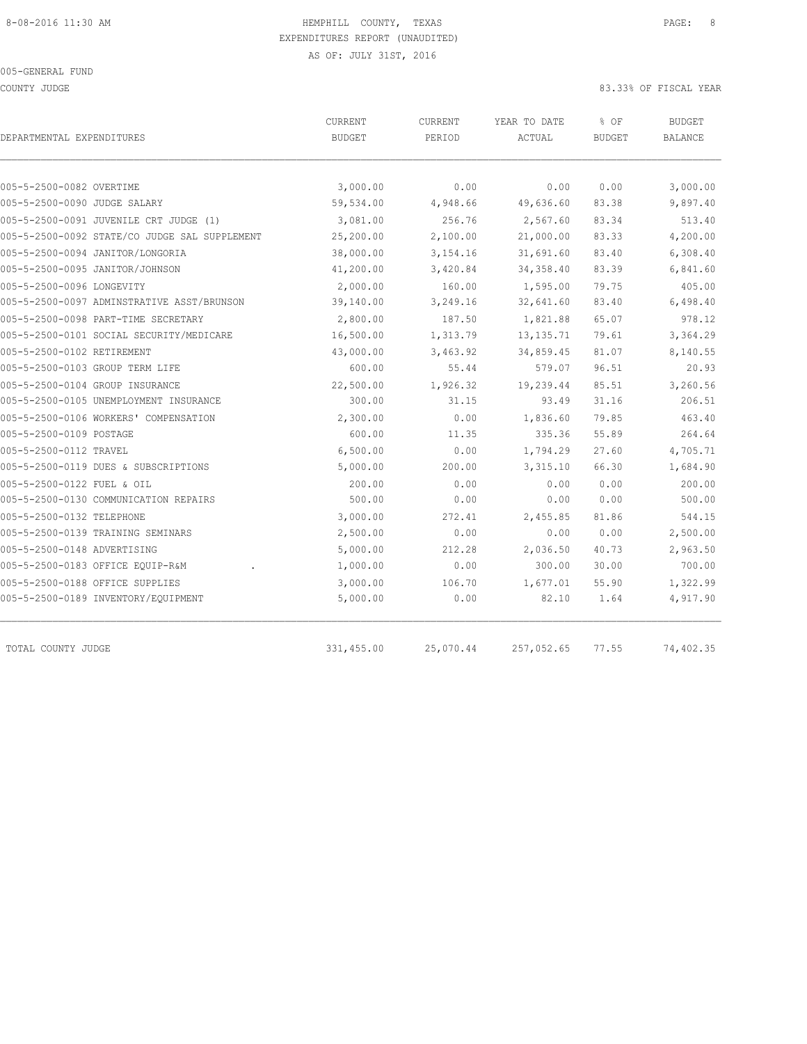HEMPHILL COUNTY, TEXAS
EXPENDITURES REPORT (UNAUDITED)
AS OF: JULY 31ST, 2016

8-08-2016 11:30 AM

005-GENERAL FUND

COUNTY JUDGE

83.33% OF FISCAL YEAR

| DEPARTMENTAL EXPENDITURES | CURRENT BUDGET | CURRENT PERIOD | YEAR TO DATE ACTUAL | % OF BUDGET | BUDGET BALANCE |
|---|---|---|---|---|---|
| 005-5-2500-0082 OVERTIME | 3,000.00 | 0.00 | 0.00 | 0.00 | 3,000.00 |
| 005-5-2500-0090 JUDGE SALARY | 59,534.00 | 4,948.66 | 49,636.60 | 83.38 | 9,897.40 |
| 005-5-2500-0091 JUVENILE CRT JUDGE (1) | 3,081.00 | 256.76 | 2,567.60 | 83.34 | 513.40 |
| 005-5-2500-0092 STATE/CO JUDGE SAL SUPPLEMENT | 25,200.00 | 2,100.00 | 21,000.00 | 83.33 | 4,200.00 |
| 005-5-2500-0094 JANITOR/LONGORIA | 38,000.00 | 3,154.16 | 31,691.60 | 83.40 | 6,308.40 |
| 005-5-2500-0095 JANITOR/JOHNSON | 41,200.00 | 3,420.84 | 34,358.40 | 83.39 | 6,841.60 |
| 005-5-2500-0096 LONGEVITY | 2,000.00 | 160.00 | 1,595.00 | 79.75 | 405.00 |
| 005-5-2500-0097 ADMINSTRATIVE ASST/BRUNSON | 39,140.00 | 3,249.16 | 32,641.60 | 83.40 | 6,498.40 |
| 005-5-2500-0098 PART-TIME SECRETARY | 2,800.00 | 187.50 | 1,821.88 | 65.07 | 978.12 |
| 005-5-2500-0101 SOCIAL SECURITY/MEDICARE | 16,500.00 | 1,313.79 | 13,135.71 | 79.61 | 3,364.29 |
| 005-5-2500-0102 RETIREMENT | 43,000.00 | 3,463.92 | 34,859.45 | 81.07 | 8,140.55 |
| 005-5-2500-0103 GROUP TERM LIFE | 600.00 | 55.44 | 579.07 | 96.51 | 20.93 |
| 005-5-2500-0104 GROUP INSURANCE | 22,500.00 | 1,926.32 | 19,239.44 | 85.51 | 3,260.56 |
| 005-5-2500-0105 UNEMPLOYMENT INSURANCE | 300.00 | 31.15 | 93.49 | 31.16 | 206.51 |
| 005-5-2500-0106 WORKERS' COMPENSATION | 2,300.00 | 0.00 | 1,836.60 | 79.85 | 463.40 |
| 005-5-2500-0109 POSTAGE | 600.00 | 11.35 | 335.36 | 55.89 | 264.64 |
| 005-5-2500-0112 TRAVEL | 6,500.00 | 0.00 | 1,794.29 | 27.60 | 4,705.71 |
| 005-5-2500-0119 DUES & SUBSCRIPTIONS | 5,000.00 | 200.00 | 3,315.10 | 66.30 | 1,684.90 |
| 005-5-2500-0122 FUEL & OIL | 200.00 | 0.00 | 0.00 | 0.00 | 200.00 |
| 005-5-2500-0130 COMMUNICATION REPAIRS | 500.00 | 0.00 | 0.00 | 0.00 | 500.00 |
| 005-5-2500-0132 TELEPHONE | 3,000.00 | 272.41 | 2,455.85 | 81.86 | 544.15 |
| 005-5-2500-0139 TRAINING SEMINARS | 2,500.00 | 0.00 | 0.00 | 0.00 | 2,500.00 |
| 005-5-2500-0148 ADVERTISING | 5,000.00 | 212.28 | 2,036.50 | 40.73 | 2,963.50 |
| 005-5-2500-0183 OFFICE EQUIP-R&M . | 1,000.00 | 0.00 | 300.00 | 30.00 | 700.00 |
| 005-5-2500-0188 OFFICE SUPPLIES | 3,000.00 | 106.70 | 1,677.01 | 55.90 | 1,322.99 |
| 005-5-2500-0189 INVENTORY/EQUIPMENT | 5,000.00 | 0.00 | 82.10 | 1.64 | 4,917.90 |
| TOTAL COUNTY JUDGE | 331,455.00 | 25,070.44 | 257,052.65 | 77.55 | 74,402.35 |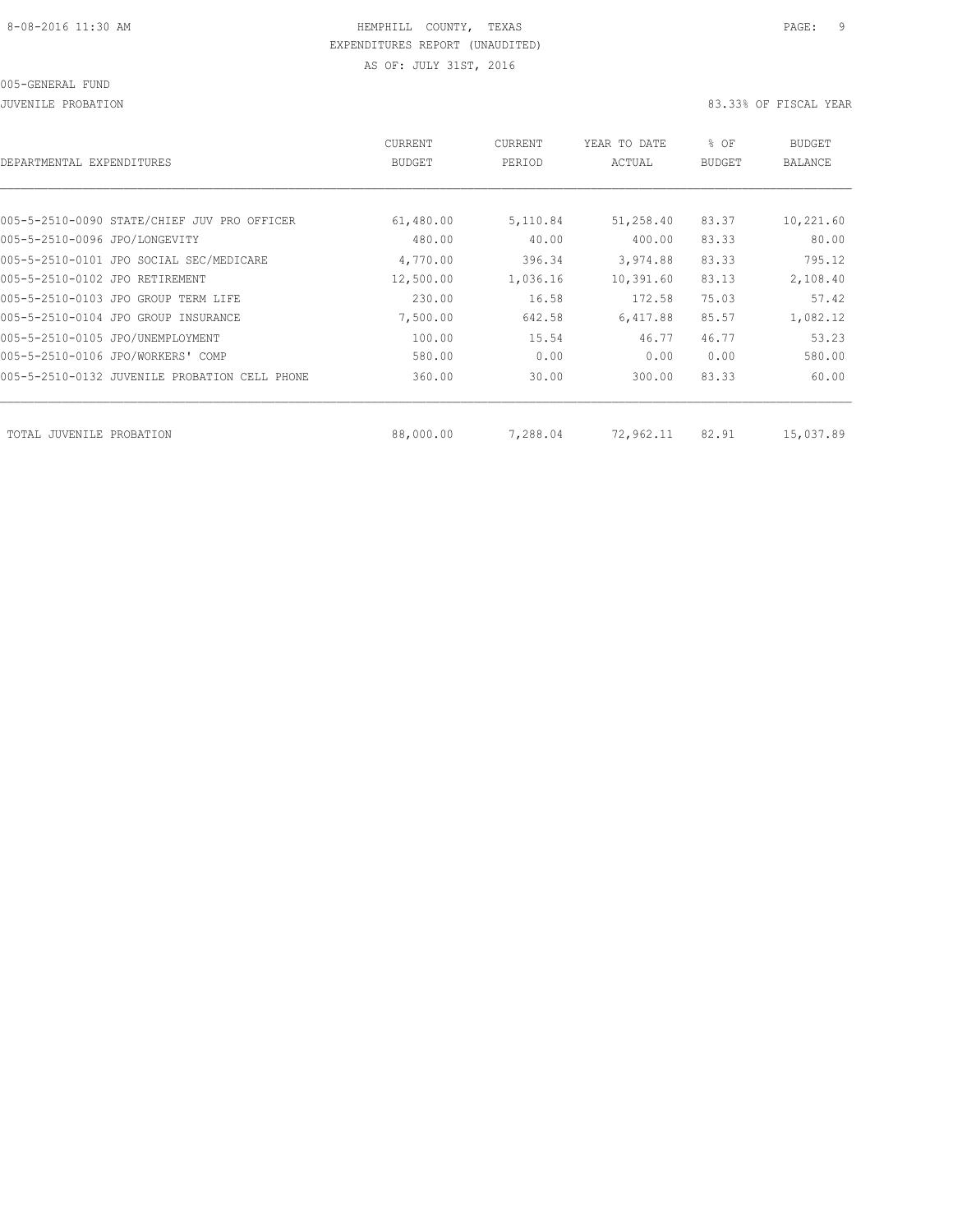HEMPHILL COUNTY, TEXAS
EXPENDITURES REPORT (UNAUDITED)
AS OF: JULY 31ST, 2016

005-GENERAL FUND

JUVENILE PROBATION — 83.33% OF FISCAL YEAR

| DEPARTMENTAL EXPENDITURES | CURRENT BUDGET | CURRENT PERIOD | YEAR TO DATE ACTUAL | % OF BUDGET | BUDGET BALANCE |
|---|---|---|---|---|---|
| 005-5-2510-0090 STATE/CHIEF JUV PRO OFFICER | 61,480.00 | 5,110.84 | 51,258.40 | 83.37 | 10,221.60 |
| 005-5-2510-0096 JPO/LONGEVITY | 480.00 | 40.00 | 400.00 | 83.33 | 80.00 |
| 005-5-2510-0101 JPO SOCIAL SEC/MEDICARE | 4,770.00 | 396.34 | 3,974.88 | 83.33 | 795.12 |
| 005-5-2510-0102 JPO RETIREMENT | 12,500.00 | 1,036.16 | 10,391.60 | 83.13 | 2,108.40 |
| 005-5-2510-0103 JPO GROUP TERM LIFE | 230.00 | 16.58 | 172.58 | 75.03 | 57.42 |
| 005-5-2510-0104 JPO GROUP INSURANCE | 7,500.00 | 642.58 | 6,417.88 | 85.57 | 1,082.12 |
| 005-5-2510-0105 JPO/UNEMPLOYMENT | 100.00 | 15.54 | 46.77 | 46.77 | 53.23 |
| 005-5-2510-0106 JPO/WORKERS' COMP | 580.00 | 0.00 | 0.00 | 0.00 | 580.00 |
| 005-5-2510-0132 JUVENILE PROBATION CELL PHONE | 360.00 | 30.00 | 300.00 | 83.33 | 60.00 |
| TOTAL JUVENILE PROBATION | 88,000.00 | 7,288.04 | 72,962.11 | 82.91 | 15,037.89 |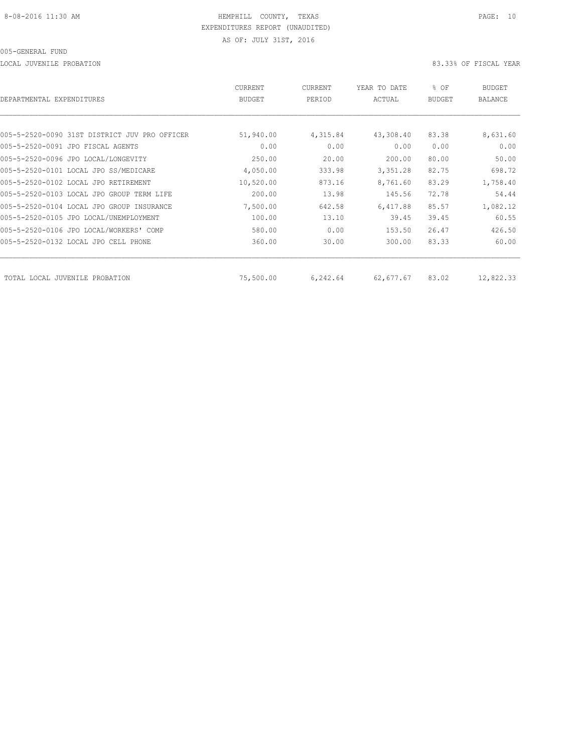8-08-2016 11:30 AM

HEMPHILL COUNTY, TEXAS

EXPENDITURES REPORT (UNAUDITED)

AS OF: JULY 31ST, 2016

005-GENERAL FUND

LOCAL JUVENILE PROBATION

83.33% OF FISCAL YEAR

| DEPARTMENTAL EXPENDITURES | CURRENT BUDGET | CURRENT PERIOD | YEAR TO DATE ACTUAL | % OF BUDGET | BUDGET BALANCE |
|---|---|---|---|---|---|
| 005-5-2520-0090 31ST DISTRICT JUV PRO OFFICER | 51,940.00 | 4,315.84 | 43,308.40 | 83.38 | 8,631.60 |
| 005-5-2520-0091 JPO FISCAL AGENTS | 0.00 | 0.00 | 0.00 | 0.00 | 0.00 |
| 005-5-2520-0096 JPO LOCAL/LONGEVITY | 250.00 | 20.00 | 200.00 | 80.00 | 50.00 |
| 005-5-2520-0101 LOCAL JPO SS/MEDICARE | 4,050.00 | 333.98 | 3,351.28 | 82.75 | 698.72 |
| 005-5-2520-0102 LOCAL JPO RETIREMENT | 10,520.00 | 873.16 | 8,761.60 | 83.29 | 1,758.40 |
| 005-5-2520-0103 LOCAL JPO GROUP TERM LIFE | 200.00 | 13.98 | 145.56 | 72.78 | 54.44 |
| 005-5-2520-0104 LOCAL JPO GROUP INSURANCE | 7,500.00 | 642.58 | 6,417.88 | 85.57 | 1,082.12 |
| 005-5-2520-0105 JPO LOCAL/UNEMPLOYMENT | 100.00 | 13.10 | 39.45 | 39.45 | 60.55 |
| 005-5-2520-0106 JPO LOCAL/WORKERS' COMP | 580.00 | 0.00 | 153.50 | 26.47 | 426.50 |
| 005-5-2520-0132 LOCAL JPO CELL PHONE | 360.00 | 30.00 | 300.00 | 83.33 | 60.00 |
| TOTAL LOCAL JUVENILE PROBATION | 75,500.00 | 6,242.64 | 62,677.67 | 83.02 | 12,822.33 |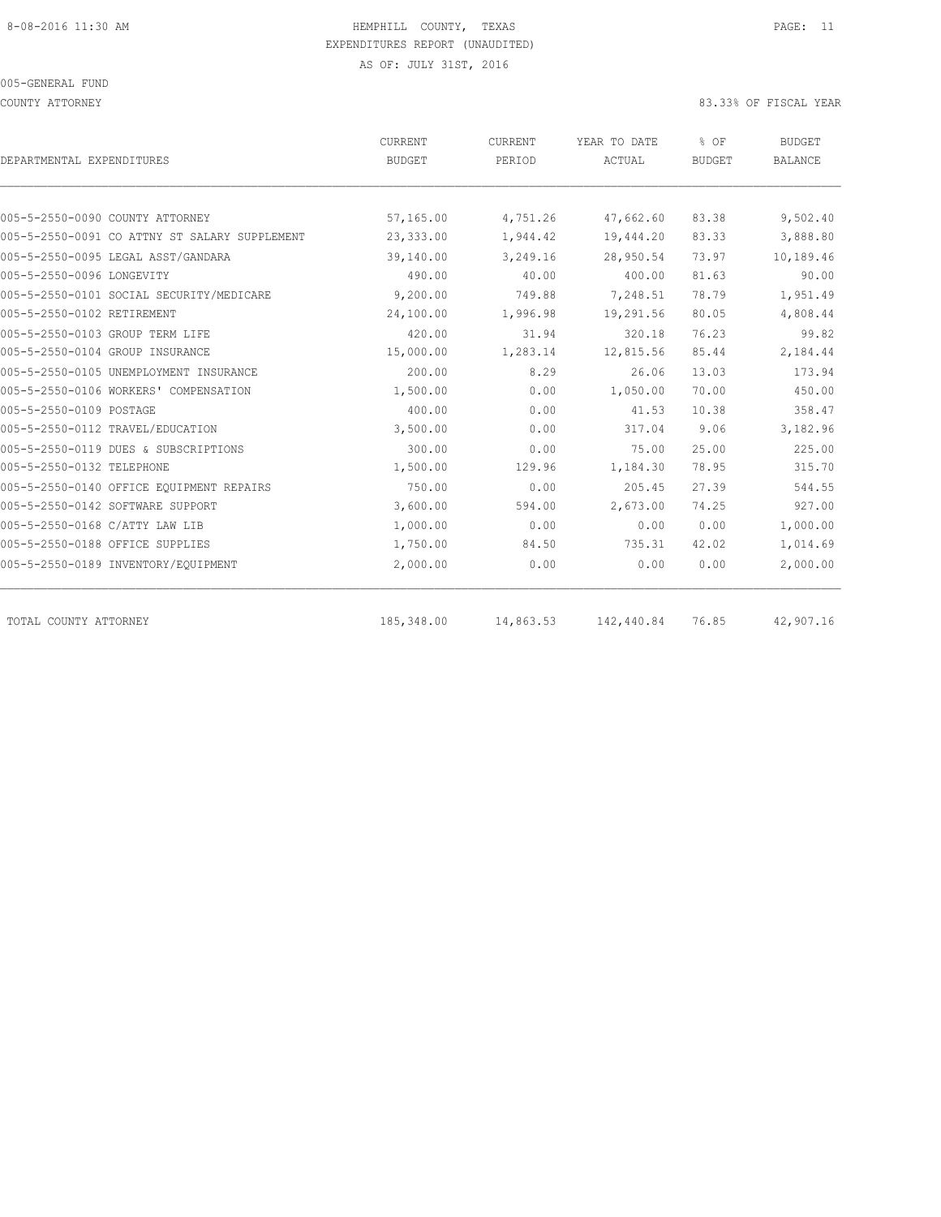HEMPHILL COUNTY, TEXAS
EXPENDITURES REPORT (UNAUDITED)
AS OF: JULY 31ST, 2016

005-GENERAL FUND

COUNTY ATTORNEY

83.33% OF FISCAL YEAR

| DEPARTMENTAL EXPENDITURES | CURRENT BUDGET | CURRENT PERIOD | YEAR TO DATE ACTUAL | % OF BUDGET | BUDGET BALANCE |
|---|---|---|---|---|---|
| 005-5-2550-0090 COUNTY ATTORNEY | 57,165.00 | 4,751.26 | 47,662.60 | 83.38 | 9,502.40 |
| 005-5-2550-0091 CO ATTNY ST SALARY SUPPLEMENT | 23,333.00 | 1,944.42 | 19,444.20 | 83.33 | 3,888.80 |
| 005-5-2550-0095 LEGAL ASST/GANDARA | 39,140.00 | 3,249.16 | 28,950.54 | 73.97 | 10,189.46 |
| 005-5-2550-0096 LONGEVITY | 490.00 | 40.00 | 400.00 | 81.63 | 90.00 |
| 005-5-2550-0101 SOCIAL SECURITY/MEDICARE | 9,200.00 | 749.88 | 7,248.51 | 78.79 | 1,951.49 |
| 005-5-2550-0102 RETIREMENT | 24,100.00 | 1,996.98 | 19,291.56 | 80.05 | 4,808.44 |
| 005-5-2550-0103 GROUP TERM LIFE | 420.00 | 31.94 | 320.18 | 76.23 | 99.82 |
| 005-5-2550-0104 GROUP INSURANCE | 15,000.00 | 1,283.14 | 12,815.56 | 85.44 | 2,184.44 |
| 005-5-2550-0105 UNEMPLOYMENT INSURANCE | 200.00 | 8.29 | 26.06 | 13.03 | 173.94 |
| 005-5-2550-0106 WORKERS' COMPENSATION | 1,500.00 | 0.00 | 1,050.00 | 70.00 | 450.00 |
| 005-5-2550-0109 POSTAGE | 400.00 | 0.00 | 41.53 | 10.38 | 358.47 |
| 005-5-2550-0112 TRAVEL/EDUCATION | 3,500.00 | 0.00 | 317.04 | 9.06 | 3,182.96 |
| 005-5-2550-0119 DUES & SUBSCRIPTIONS | 300.00 | 0.00 | 75.00 | 25.00 | 225.00 |
| 005-5-2550-0132 TELEPHONE | 1,500.00 | 129.96 | 1,184.30 | 78.95 | 315.70 |
| 005-5-2550-0140 OFFICE EQUIPMENT REPAIRS | 750.00 | 0.00 | 205.45 | 27.39 | 544.55 |
| 005-5-2550-0142 SOFTWARE SUPPORT | 3,600.00 | 594.00 | 2,673.00 | 74.25 | 927.00 |
| 005-5-2550-0168 C/ATTY LAW LIB | 1,000.00 | 0.00 | 0.00 | 0.00 | 1,000.00 |
| 005-5-2550-0188 OFFICE SUPPLIES | 1,750.00 | 84.50 | 735.31 | 42.02 | 1,014.69 |
| 005-5-2550-0189 INVENTORY/EQUIPMENT | 2,000.00 | 0.00 | 0.00 | 0.00 | 2,000.00 |
| TOTAL COUNTY ATTORNEY | 185,348.00 | 14,863.53 | 142,440.84 | 76.85 | 42,907.16 |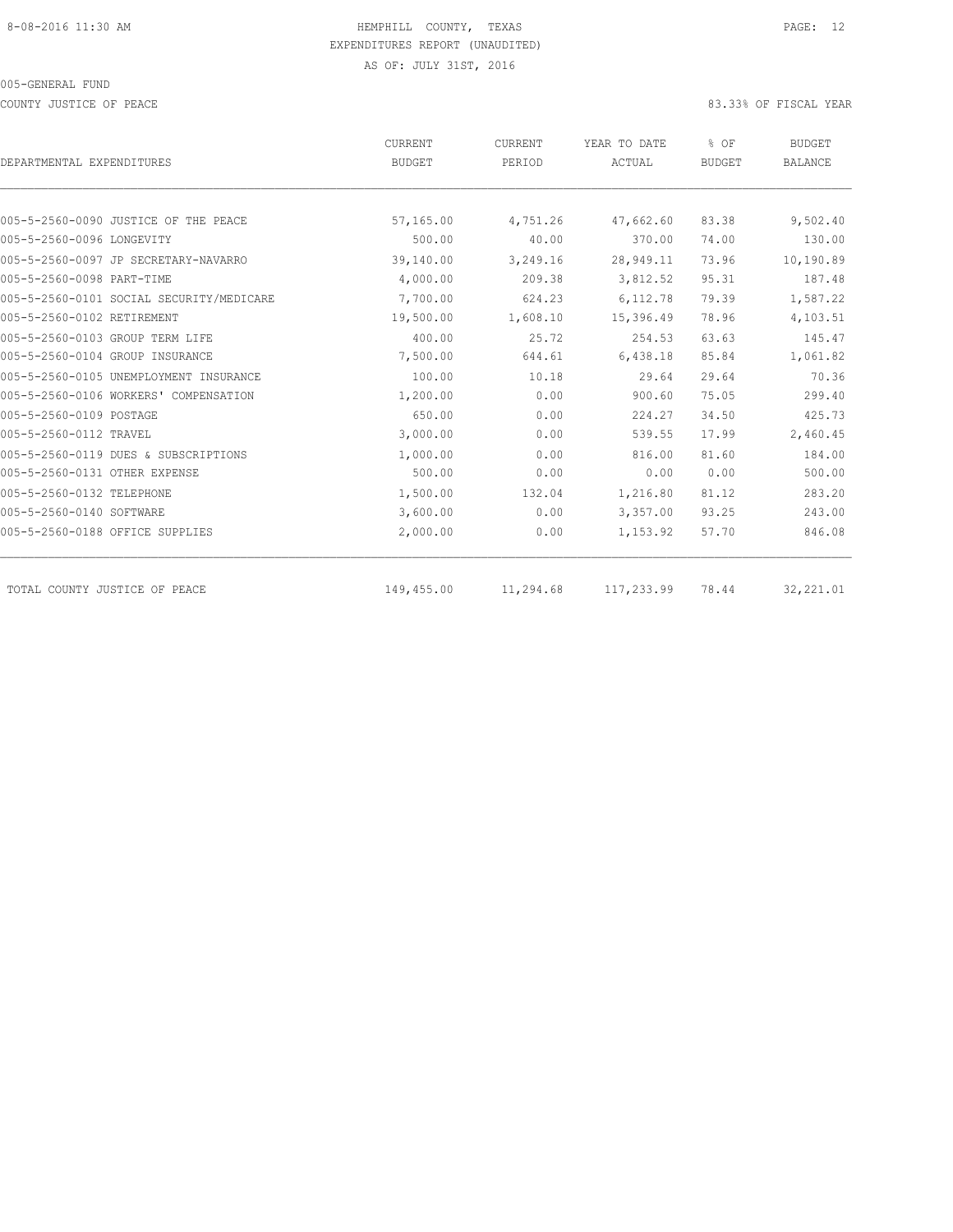HEMPHILL COUNTY, TEXAS
EXPENDITURES REPORT (UNAUDITED)
AS OF: JULY 31ST, 2016

005-GENERAL FUND

COUNTY JUSTICE OF PEACE — 83.33% OF FISCAL YEAR

| DEPARTMENTAL EXPENDITURES | CURRENT BUDGET | CURRENT PERIOD | YEAR TO DATE ACTUAL | % OF BUDGET | BUDGET BALANCE |
|---|---|---|---|---|---|
| 005-5-2560-0090 JUSTICE OF THE PEACE | 57,165.00 | 4,751.26 | 47,662.60 | 83.38 | 9,502.40 |
| 005-5-2560-0096 LONGEVITY | 500.00 | 40.00 | 370.00 | 74.00 | 130.00 |
| 005-5-2560-0097 JP SECRETARY-NAVARRO | 39,140.00 | 3,249.16 | 28,949.11 | 73.96 | 10,190.89 |
| 005-5-2560-0098 PART-TIME | 4,000.00 | 209.38 | 3,812.52 | 95.31 | 187.48 |
| 005-5-2560-0101 SOCIAL SECURITY/MEDICARE | 7,700.00 | 624.23 | 6,112.78 | 79.39 | 1,587.22 |
| 005-5-2560-0102 RETIREMENT | 19,500.00 | 1,608.10 | 15,396.49 | 78.96 | 4,103.51 |
| 005-5-2560-0103 GROUP TERM LIFE | 400.00 | 25.72 | 254.53 | 63.63 | 145.47 |
| 005-5-2560-0104 GROUP INSURANCE | 7,500.00 | 644.61 | 6,438.18 | 85.84 | 1,061.82 |
| 005-5-2560-0105 UNEMPLOYMENT INSURANCE | 100.00 | 10.18 | 29.64 | 29.64 | 70.36 |
| 005-5-2560-0106 WORKERS' COMPENSATION | 1,200.00 | 0.00 | 900.60 | 75.05 | 299.40 |
| 005-5-2560-0109 POSTAGE | 650.00 | 0.00 | 224.27 | 34.50 | 425.73 |
| 005-5-2560-0112 TRAVEL | 3,000.00 | 0.00 | 539.55 | 17.99 | 2,460.45 |
| 005-5-2560-0119 DUES & SUBSCRIPTIONS | 1,000.00 | 0.00 | 816.00 | 81.60 | 184.00 |
| 005-5-2560-0131 OTHER EXPENSE | 500.00 | 0.00 | 0.00 | 0.00 | 500.00 |
| 005-5-2560-0132 TELEPHONE | 1,500.00 | 132.04 | 1,216.80 | 81.12 | 283.20 |
| 005-5-2560-0140 SOFTWARE | 3,600.00 | 0.00 | 3,357.00 | 93.25 | 243.00 |
| 005-5-2560-0188 OFFICE SUPPLIES | 2,000.00 | 0.00 | 1,153.92 | 57.70 | 846.08 |
| TOTAL COUNTY JUSTICE OF PEACE | 149,455.00 | 11,294.68 | 117,233.99 | 78.44 | 32,221.01 |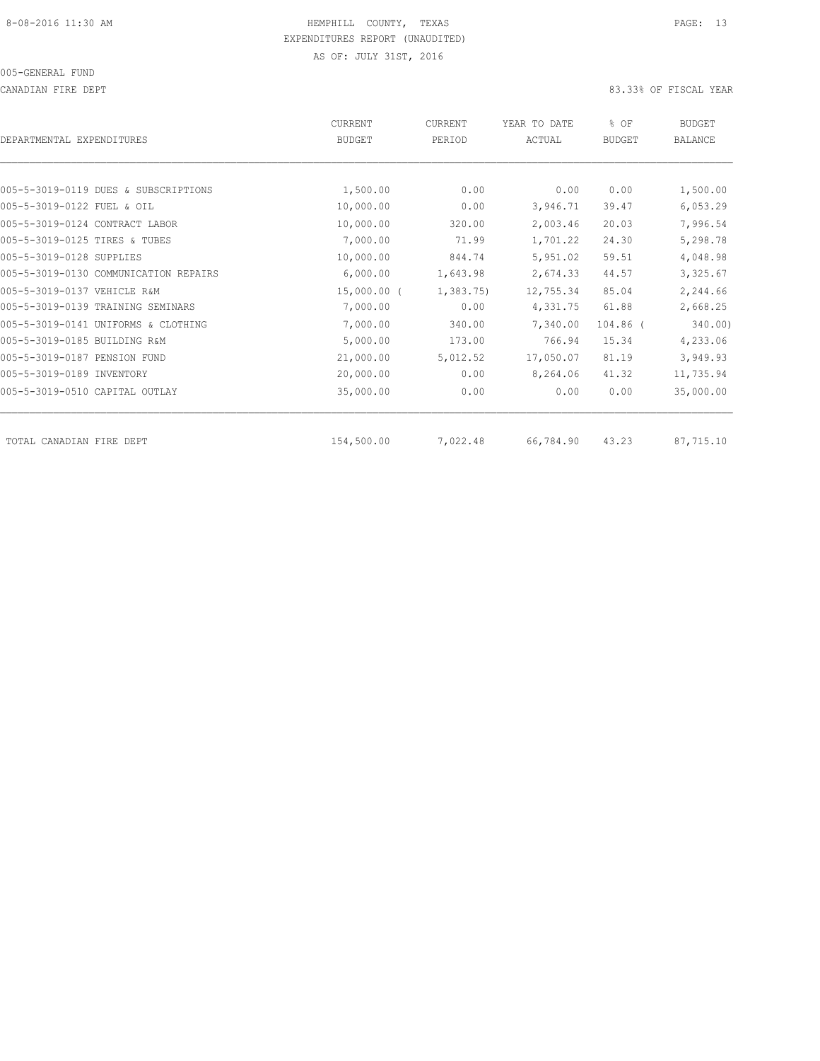8-08-2016 11:30 AM

HEMPHILL COUNTY, TEXAS

EXPENDITURES REPORT (UNAUDITED)

AS OF: JULY 31ST, 2016

005-GENERAL FUND

CANADIAN FIRE DEPT

83.33% OF FISCAL YEAR

| DEPARTMENTAL EXPENDITURES | CURRENT BUDGET | CURRENT PERIOD | YEAR TO DATE ACTUAL | % OF BUDGET | BUDGET BALANCE |
|---|---|---|---|---|---|
| 005-5-3019-0119 DUES & SUBSCRIPTIONS | 1,500.00 | 0.00 | 0.00 | 0.00 | 1,500.00 |
| 005-5-3019-0122 FUEL & OIL | 10,000.00 | 0.00 | 3,946.71 | 39.47 | 6,053.29 |
| 005-5-3019-0124 CONTRACT LABOR | 10,000.00 | 320.00 | 2,003.46 | 20.03 | 7,996.54 |
| 005-5-3019-0125 TIRES & TUBES | 7,000.00 | 71.99 | 1,701.22 | 24.30 | 5,298.78 |
| 005-5-3019-0128 SUPPLIES | 10,000.00 | 844.74 | 5,951.02 | 59.51 | 4,048.98 |
| 005-5-3019-0130 COMMUNICATION REPAIRS | 6,000.00 | 1,643.98 | 2,674.33 | 44.57 | 3,325.67 |
| 005-5-3019-0137 VEHICLE R&M | 15,000.00 | (1,383.75) | 12,755.34 | 85.04 | 2,244.66 |
| 005-5-3019-0139 TRAINING SEMINARS | 7,000.00 | 0.00 | 4,331.75 | 61.88 | 2,668.25 |
| 005-5-3019-0141 UNIFORMS & CLOTHING | 7,000.00 | 340.00 | 7,340.00 | 104.86 | (340.00) |
| 005-5-3019-0185 BUILDING R&M | 5,000.00 | 173.00 | 766.94 | 15.34 | 4,233.06 |
| 005-5-3019-0187 PENSION FUND | 21,000.00 | 5,012.52 | 17,050.07 | 81.19 | 3,949.93 |
| 005-5-3019-0189 INVENTORY | 20,000.00 | 0.00 | 8,264.06 | 41.32 | 11,735.94 |
| 005-5-3019-0510 CAPITAL OUTLAY | 35,000.00 | 0.00 | 0.00 | 0.00 | 35,000.00 |
| TOTAL CANADIAN FIRE DEPT | 154,500.00 | 7,022.48 | 66,784.90 | 43.23 | 87,715.10 |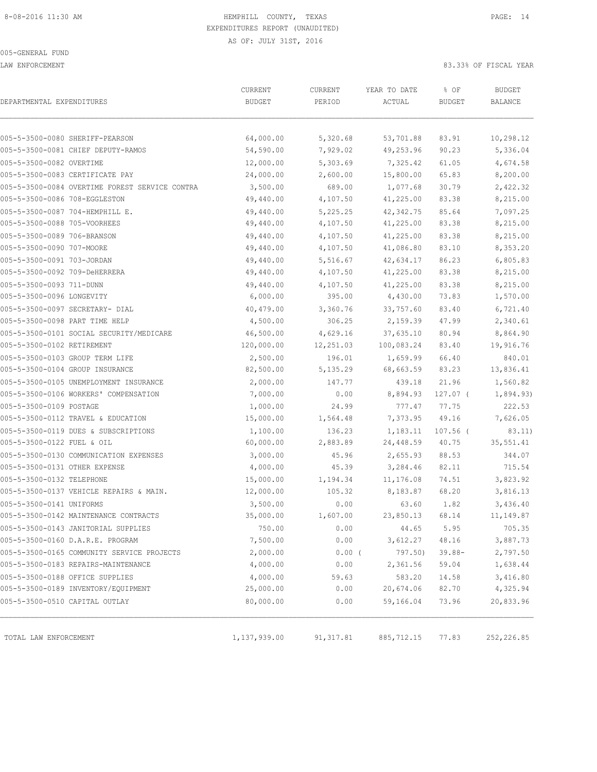8-08-2016 11:30 AM HEMPHILL COUNTY, TEXAS

EXPENDITURES REPORT (UNAUDITED)

AS OF: JULY 31ST, 2016

005-GENERAL FUND

LAW ENFORCEMENT 83.33% OF FISCAL YEAR

| DEPARTMENTAL EXPENDITURES | CURRENT BUDGET | CURRENT PERIOD | YEAR TO DATE ACTUAL | % OF BUDGET | BUDGET BALANCE |
|---|---|---|---|---|---|
| 005-5-3500-0080 SHERIFF-PEARSON | 64,000.00 | 5,320.68 | 53,701.88 | 83.91 | 10,298.12 |
| 005-5-3500-0081 CHIEF DEPUTY-RAMOS | 54,590.00 | 7,929.02 | 49,253.96 | 90.23 | 5,336.04 |
| 005-5-3500-0082 OVERTIME | 12,000.00 | 5,303.69 | 7,325.42 | 61.05 | 4,674.58 |
| 005-5-3500-0083 CERTIFICATE PAY | 24,000.00 | 2,600.00 | 15,800.00 | 65.83 | 8,200.00 |
| 005-5-3500-0084 OVERTIME FOREST SERVICE CONTRA | 3,500.00 | 689.00 | 1,077.68 | 30.79 | 2,422.32 |
| 005-5-3500-0086 708-EGGLESTON | 49,440.00 | 4,107.50 | 41,225.00 | 83.38 | 8,215.00 |
| 005-5-3500-0087 704-HEMPHILL E. | 49,440.00 | 5,225.25 | 42,342.75 | 85.64 | 7,097.25 |
| 005-5-3500-0088 705-VOORHEES | 49,440.00 | 4,107.50 | 41,225.00 | 83.38 | 8,215.00 |
| 005-5-3500-0089 706-BRANSON | 49,440.00 | 4,107.50 | 41,225.00 | 83.38 | 8,215.00 |
| 005-5-3500-0090 707-MOORE | 49,440.00 | 4,107.50 | 41,086.80 | 83.10 | 8,353.20 |
| 005-5-3500-0091 703-JORDAN | 49,440.00 | 5,516.67 | 42,634.17 | 86.23 | 6,805.83 |
| 005-5-3500-0092 709-DeHERRERA | 49,440.00 | 4,107.50 | 41,225.00 | 83.38 | 8,215.00 |
| 005-5-3500-0093 711-DUNN | 49,440.00 | 4,107.50 | 41,225.00 | 83.38 | 8,215.00 |
| 005-5-3500-0096 LONGEVITY | 6,000.00 | 395.00 | 4,430.00 | 73.83 | 1,570.00 |
| 005-5-3500-0097 SECRETARY- DIAL | 40,479.00 | 3,360.76 | 33,757.60 | 83.40 | 6,721.40 |
| 005-5-3500-0098 PART TIME HELP | 4,500.00 | 306.25 | 2,159.39 | 47.99 | 2,340.61 |
| 005-5-3500-0101 SOCIAL SECURITY/MEDICARE | 46,500.00 | 4,629.16 | 37,635.10 | 80.94 | 8,864.90 |
| 005-5-3500-0102 RETIREMENT | 120,000.00 | 12,251.03 | 100,083.24 | 83.40 | 19,916.76 |
| 005-5-3500-0103 GROUP TERM LIFE | 2,500.00 | 196.01 | 1,659.99 | 66.40 | 840.01 |
| 005-5-3500-0104 GROUP INSURANCE | 82,500.00 | 5,135.29 | 68,663.59 | 83.23 | 13,836.41 |
| 005-5-3500-0105 UNEMPLOYMENT INSURANCE | 2,000.00 | 147.77 | 439.18 | 21.96 | 1,560.82 |
| 005-5-3500-0106 WORKERS' COMPENSATION | 7,000.00 | 0.00 | 8,894.93 | 127.07 ( | 1,894.93) |
| 005-5-3500-0109 POSTAGE | 1,000.00 | 24.99 | 777.47 | 77.75 | 222.53 |
| 005-5-3500-0112 TRAVEL & EDUCATION | 15,000.00 | 1,564.48 | 7,373.95 | 49.16 | 7,626.05 |
| 005-5-3500-0119 DUES & SUBSCRIPTIONS | 1,100.00 | 136.23 | 1,183.11 | 107.56 ( | 83.11) |
| 005-5-3500-0122 FUEL & OIL | 60,000.00 | 2,883.89 | 24,448.59 | 40.75 | 35,551.41 |
| 005-5-3500-0130 COMMUNICATION EXPENSES | 3,000.00 | 45.96 | 2,655.93 | 88.53 | 344.07 |
| 005-5-3500-0131 OTHER EXPENSE | 4,000.00 | 45.39 | 3,284.46 | 82.11 | 715.54 |
| 005-5-3500-0132 TELEPHONE | 15,000.00 | 1,194.34 | 11,176.08 | 74.51 | 3,823.92 |
| 005-5-3500-0137 VEHICLE REPAIRS & MAIN. | 12,000.00 | 105.32 | 8,183.87 | 68.20 | 3,816.13 |
| 005-5-3500-0141 UNIFORMS | 3,500.00 | 0.00 | 63.60 | 1.82 | 3,436.40 |
| 005-5-3500-0142 MAINTENANCE CONTRACTS | 35,000.00 | 1,607.00 | 23,850.13 | 68.14 | 11,149.87 |
| 005-5-3500-0143 JANITORIAL SUPPLIES | 750.00 | 0.00 | 44.65 | 5.95 | 705.35 |
| 005-5-3500-0160 D.A.R.E. PROGRAM | 7,500.00 | 0.00 | 3,612.27 | 48.16 | 3,887.73 |
| 005-5-3500-0165 COMMUNITY SERVICE PROJECTS | 2,000.00 | 0.00 ( | 797.50) | 39.88- | 2,797.50 |
| 005-5-3500-0183 REPAIRS-MAINTENANCE | 4,000.00 | 0.00 | 2,361.56 | 59.04 | 1,638.44 |
| 005-5-3500-0188 OFFICE SUPPLIES | 4,000.00 | 59.63 | 583.20 | 14.58 | 3,416.80 |
| 005-5-3500-0189 INVENTORY/EQUIPMENT | 25,000.00 | 0.00 | 20,674.06 | 82.70 | 4,325.94 |
| 005-5-3500-0510 CAPITAL OUTLAY | 80,000.00 | 0.00 | 59,166.04 | 73.96 | 20,833.96 |
| TOTAL LAW ENFORCEMENT | 1,137,939.00 | 91,317.81 | 885,712.15 | 77.83 | 252,226.85 |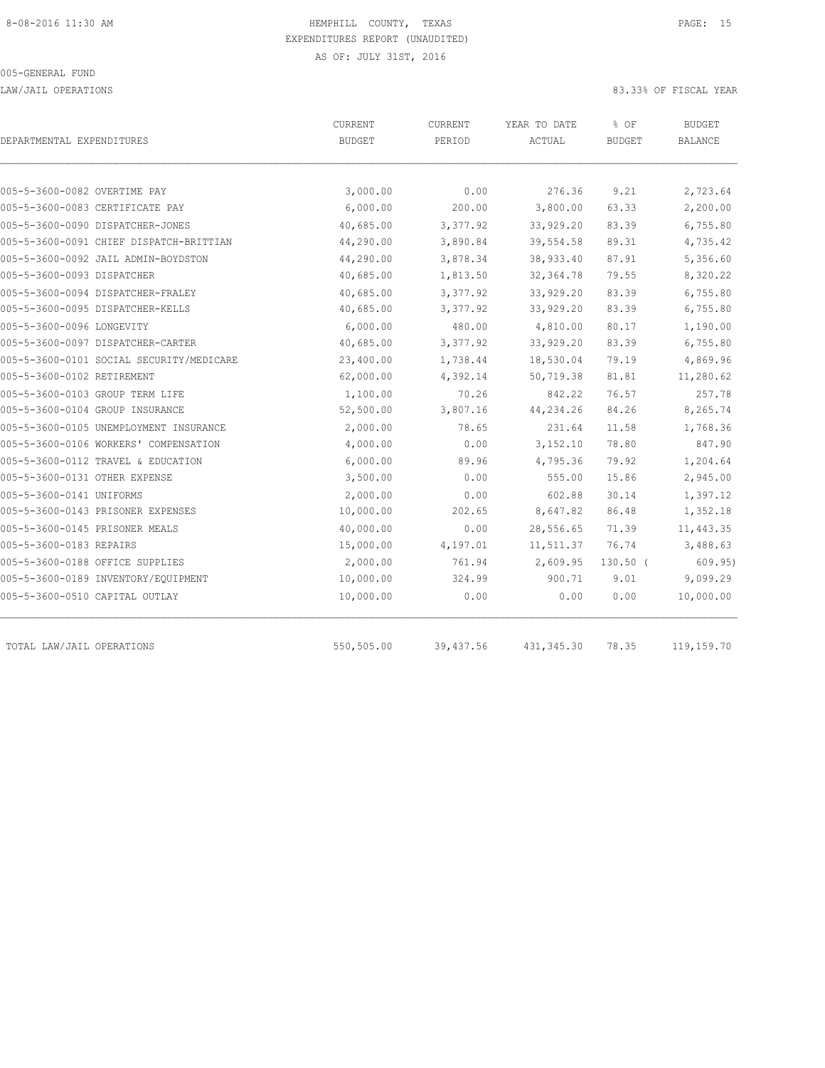HEMPHILL COUNTY, TEXAS

EXPENDITURES REPORT (UNAUDITED)

AS OF: JULY 31ST, 2016

005-GENERAL FUND

LAW/JAIL OPERATIONS

83.33% OF FISCAL YEAR

| DEPARTMENTAL EXPENDITURES | CURRENT BUDGET | CURRENT PERIOD | YEAR TO DATE ACTUAL | % OF BUDGET | BUDGET BALANCE |
|---|---|---|---|---|---|
| 005-5-3600-0082 OVERTIME PAY | 3,000.00 | 0.00 | 276.36 | 9.21 | 2,723.64 |
| 005-5-3600-0083 CERTIFICATE PAY | 6,000.00 | 200.00 | 3,800.00 | 63.33 | 2,200.00 |
| 005-5-3600-0090 DISPATCHER-JONES | 40,685.00 | 3,377.92 | 33,929.20 | 83.39 | 6,755.80 |
| 005-5-3600-0091 CHIEF DISPATCH-BRITTIAN | 44,290.00 | 3,890.84 | 39,554.58 | 89.31 | 4,735.42 |
| 005-5-3600-0092 JAIL ADMIN-BOYDSTON | 44,290.00 | 3,878.34 | 38,933.40 | 87.91 | 5,356.60 |
| 005-5-3600-0093 DISPATCHER | 40,685.00 | 1,813.50 | 32,364.78 | 79.55 | 8,320.22 |
| 005-5-3600-0094 DISPATCHER-FRALEY | 40,685.00 | 3,377.92 | 33,929.20 | 83.39 | 6,755.80 |
| 005-5-3600-0095 DISPATCHER-KELLS | 40,685.00 | 3,377.92 | 33,929.20 | 83.39 | 6,755.80 |
| 005-5-3600-0096 LONGEVITY | 6,000.00 | 480.00 | 4,810.00 | 80.17 | 1,190.00 |
| 005-5-3600-0097 DISPATCHER-CARTER | 40,685.00 | 3,377.92 | 33,929.20 | 83.39 | 6,755.80 |
| 005-5-3600-0101 SOCIAL SECURITY/MEDICARE | 23,400.00 | 1,738.44 | 18,530.04 | 79.19 | 4,869.96 |
| 005-5-3600-0102 RETIREMENT | 62,000.00 | 4,392.14 | 50,719.38 | 81.81 | 11,280.62 |
| 005-5-3600-0103 GROUP TERM LIFE | 1,100.00 | 70.26 | 842.22 | 76.57 | 257.78 |
| 005-5-3600-0104 GROUP INSURANCE | 52,500.00 | 3,807.16 | 44,234.26 | 84.26 | 8,265.74 |
| 005-5-3600-0105 UNEMPLOYMENT INSURANCE | 2,000.00 | 78.65 | 231.64 | 11.58 | 1,768.36 |
| 005-5-3600-0106 WORKERS' COMPENSATION | 4,000.00 | 0.00 | 3,152.10 | 78.80 | 847.90 |
| 005-5-3600-0112 TRAVEL & EDUCATION | 6,000.00 | 89.96 | 4,795.36 | 79.92 | 1,204.64 |
| 005-5-3600-0131 OTHER EXPENSE | 3,500.00 | 0.00 | 555.00 | 15.86 | 2,945.00 |
| 005-5-3600-0141 UNIFORMS | 2,000.00 | 0.00 | 602.88 | 30.14 | 1,397.12 |
| 005-5-3600-0143 PRISONER EXPENSES | 10,000.00 | 202.65 | 8,647.82 | 86.48 | 1,352.18 |
| 005-5-3600-0145 PRISONER MEALS | 40,000.00 | 0.00 | 28,556.65 | 71.39 | 11,443.35 |
| 005-5-3600-0183 REPAIRS | 15,000.00 | 4,197.01 | 11,511.37 | 76.74 | 3,488.63 |
| 005-5-3600-0188 OFFICE SUPPLIES | 2,000.00 | 761.94 | 2,609.95 | 130.50 | ( 609.95) |
| 005-5-3600-0189 INVENTORY/EQUIPMENT | 10,000.00 | 324.99 | 900.71 | 9.01 | 9,099.29 |
| 005-5-3600-0510 CAPITAL OUTLAY | 10,000.00 | 0.00 | 0.00 | 0.00 | 10,000.00 |
| TOTAL LAW/JAIL OPERATIONS | 550,505.00 | 39,437.56 | 431,345.30 | 78.35 | 119,159.70 |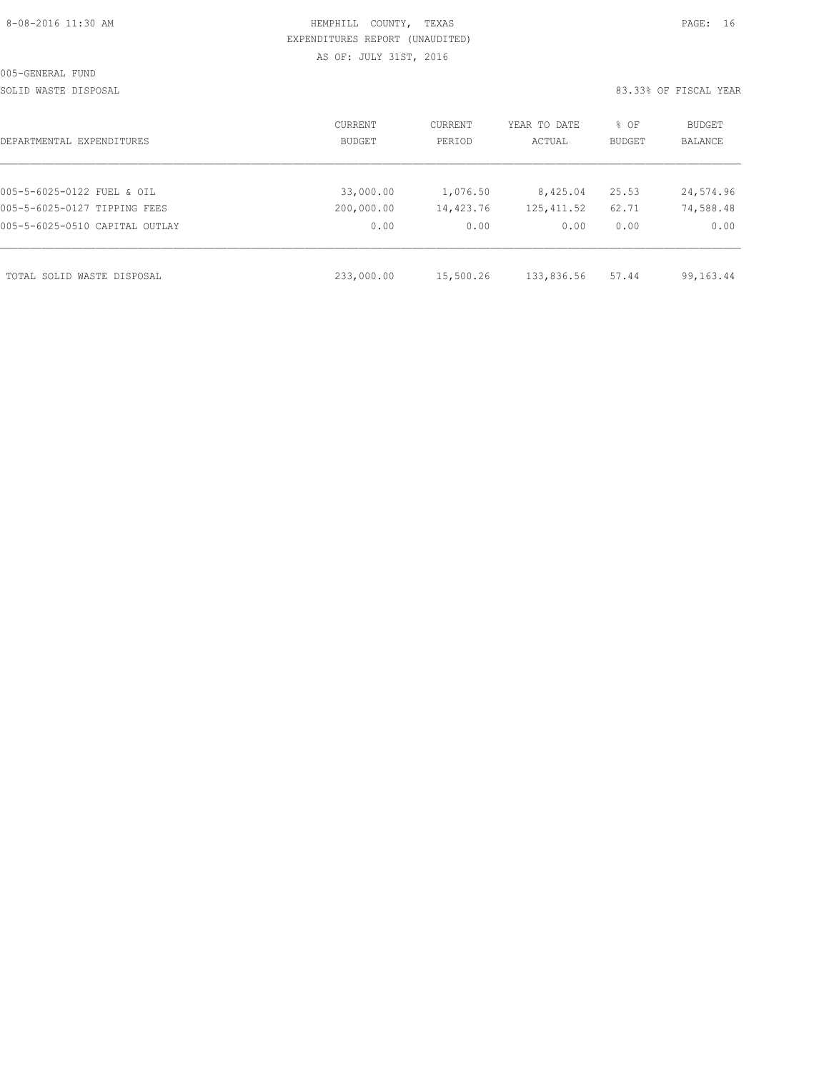HEMPHILL COUNTY, TEXAS
EXPENDITURES REPORT (UNAUDITED)
AS OF: JULY 31ST, 2016

005-GENERAL FUND

SOLID WASTE DISPOSAL

83.33% OF FISCAL YEAR

| DEPARTMENTAL EXPENDITURES | CURRENT BUDGET | CURRENT PERIOD | YEAR TO DATE ACTUAL | % OF BUDGET | BUDGET BALANCE |
|---|---|---|---|---|---|
| 005-5-6025-0122 FUEL & OIL | 33,000.00 | 1,076.50 | 8,425.04 | 25.53 | 24,574.96 |
| 005-5-6025-0127 TIPPING FEES | 200,000.00 | 14,423.76 | 125,411.52 | 62.71 | 74,588.48 |
| 005-5-6025-0510 CAPITAL OUTLAY | 0.00 | 0.00 | 0.00 | 0.00 | 0.00 |
| TOTAL SOLID WASTE DISPOSAL | 233,000.00 | 15,500.26 | 133,836.56 | 57.44 | 99,163.44 |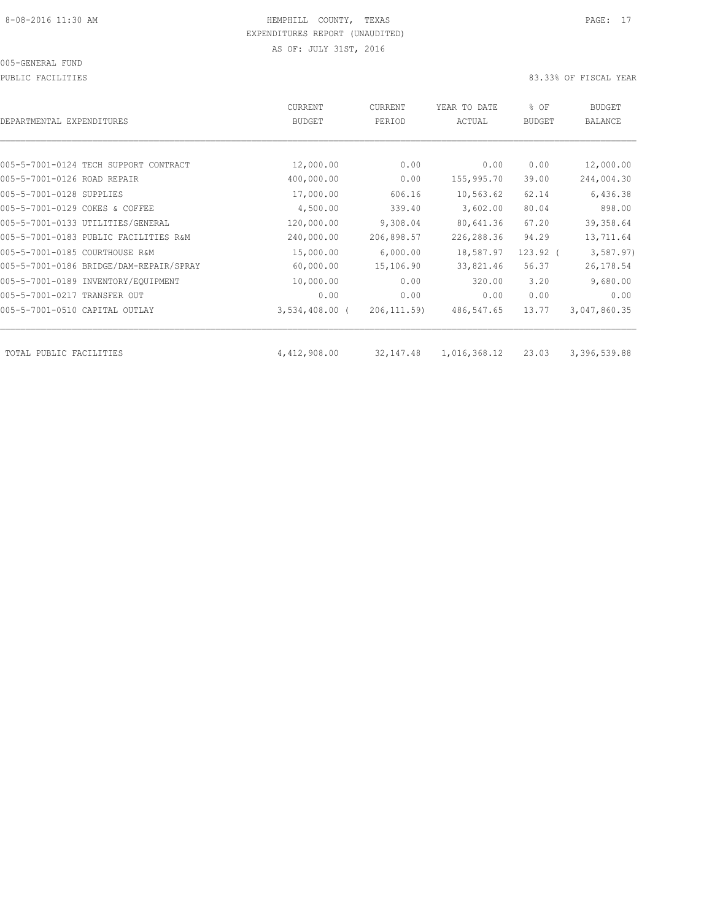8-08-2016 11:30 AM HEMPHILL COUNTY, TEXAS

EXPENDITURES REPORT (UNAUDITED)

AS OF: JULY 31ST, 2016

005-GENERAL FUND

PUBLIC FACILITIES 83.33% OF FISCAL YEAR

| DEPARTMENTAL EXPENDITURES | CURRENT BUDGET | CURRENT PERIOD | YEAR TO DATE ACTUAL | % OF BUDGET | BUDGET BALANCE |
|---|---|---|---|---|---|
| 005-5-7001-0124 TECH SUPPORT CONTRACT | 12,000.00 | 0.00 | 0.00 | 0.00 | 12,000.00 |
| 005-5-7001-0126 ROAD REPAIR | 400,000.00 | 0.00 | 155,995.70 | 39.00 | 244,004.30 |
| 005-5-7001-0128 SUPPLIES | 17,000.00 | 606.16 | 10,563.62 | 62.14 | 6,436.38 |
| 005-5-7001-0129 COKES & COFFEE | 4,500.00 | 339.40 | 3,602.00 | 80.04 | 898.00 |
| 005-5-7001-0133 UTILITIES/GENERAL | 120,000.00 | 9,308.04 | 80,641.36 | 67.20 | 39,358.64 |
| 005-5-7001-0183 PUBLIC FACILITIES R&M | 240,000.00 | 206,898.57 | 226,288.36 | 94.29 | 13,711.64 |
| 005-5-7001-0185 COURTHOUSE R&M | 15,000.00 | 6,000.00 | 18,587.97 | 123.92 ( | 3,587.97) |
| 005-5-7001-0186 BRIDGE/DAM-REPAIR/SPRAY | 60,000.00 | 15,106.90 | 33,821.46 | 56.37 | 26,178.54 |
| 005-5-7001-0189 INVENTORY/EQUIPMENT | 10,000.00 | 0.00 | 320.00 | 3.20 | 9,680.00 |
| 005-5-7001-0217 TRANSFER OUT | 0.00 | 0.00 | 0.00 | 0.00 | 0.00 |
| 005-5-7001-0510 CAPITAL OUTLAY | 3,534,408.00 ( | 206,111.59) | 486,547.65 | 13.77 | 3,047,860.35 |
| TOTAL PUBLIC FACILITIES | 4,412,908.00 | 32,147.48 | 1,016,368.12 | 23.03 | 3,396,539.88 |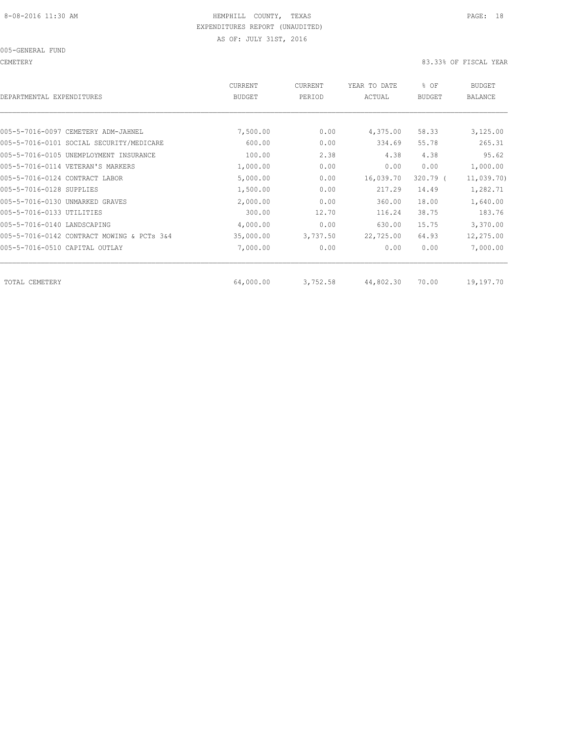HEMPHILL COUNTY, TEXAS
EXPENDITURES REPORT (UNAUDITED)
AS OF: JULY 31ST, 2016

005-GENERAL FUND

CEMETERY

83.33% OF FISCAL YEAR

| DEPARTMENTAL EXPENDITURES | CURRENT BUDGET | CURRENT PERIOD | YEAR TO DATE ACTUAL | % OF BUDGET | BUDGET BALANCE |
|---|---|---|---|---|---|
| 005-5-7016-0097 CEMETERY ADM-JAHNEL | 7,500.00 | 0.00 | 4,375.00 | 58.33 | 3,125.00 |
| 005-5-7016-0101 SOCIAL SECURITY/MEDICARE | 600.00 | 0.00 | 334.69 | 55.78 | 265.31 |
| 005-5-7016-0105 UNEMPLOYMENT INSURANCE | 100.00 | 2.38 | 4.38 | 4.38 | 95.62 |
| 005-5-7016-0114 VETERAN'S MARKERS | 1,000.00 | 0.00 | 0.00 | 0.00 | 1,000.00 |
| 005-5-7016-0124 CONTRACT LABOR | 5,000.00 | 0.00 | 16,039.70 | 320.79 | ( 11,039.70) |
| 005-5-7016-0128 SUPPLIES | 1,500.00 | 0.00 | 217.29 | 14.49 | 1,282.71 |
| 005-5-7016-0130 UNMARKED GRAVES | 2,000.00 | 0.00 | 360.00 | 18.00 | 1,640.00 |
| 005-5-7016-0133 UTILITIES | 300.00 | 12.70 | 116.24 | 38.75 | 183.76 |
| 005-5-7016-0140 LANDSCAPING | 4,000.00 | 0.00 | 630.00 | 15.75 | 3,370.00 |
| 005-5-7016-0142 CONTRACT MOWING & PCTs 3&4 | 35,000.00 | 3,737.50 | 22,725.00 | 64.93 | 12,275.00 |
| 005-5-7016-0510 CAPITAL OUTLAY | 7,000.00 | 0.00 | 0.00 | 0.00 | 7,000.00 |
| TOTAL CEMETERY | 64,000.00 | 3,752.58 | 44,802.30 | 70.00 | 19,197.70 |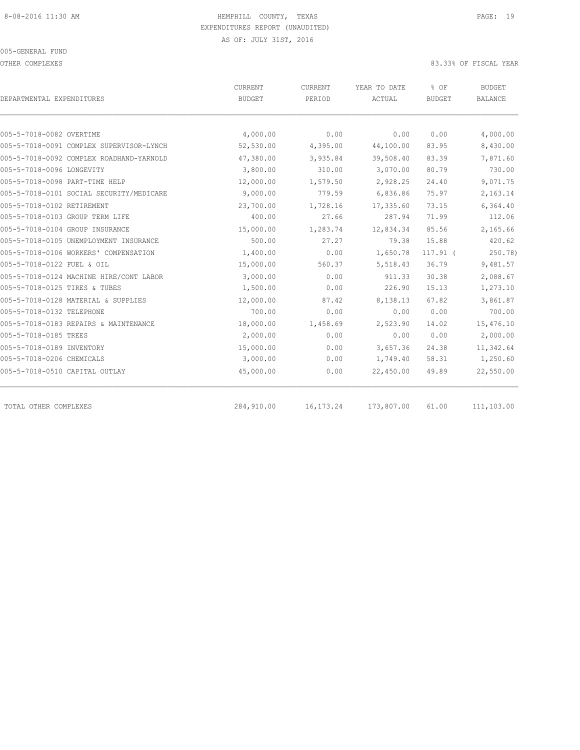HEMPHILL COUNTY, TEXAS
EXPENDITURES REPORT (UNAUDITED)
AS OF: JULY 31ST, 2016

005-GENERAL FUND

OTHER COMPLEXES

83.33% OF FISCAL YEAR

| DEPARTMENTAL EXPENDITURES | CURRENT BUDGET | CURRENT PERIOD | YEAR TO DATE ACTUAL | % OF BUDGET | BUDGET BALANCE |
|---|---|---|---|---|---|
| 005-5-7018-0082 OVERTIME | 4,000.00 | 0.00 | 0.00 | 0.00 | 4,000.00 |
| 005-5-7018-0091 COMPLEX SUPERVISOR-LYNCH | 52,530.00 | 4,395.00 | 44,100.00 | 83.95 | 8,430.00 |
| 005-5-7018-0092 COMPLEX ROADHAND-YARNOLD | 47,380.00 | 3,935.84 | 39,508.40 | 83.39 | 7,871.60 |
| 005-5-7018-0096 LONGEVITY | 3,800.00 | 310.00 | 3,070.00 | 80.79 | 730.00 |
| 005-5-7018-0098 PART-TIME HELP | 12,000.00 | 1,579.50 | 2,928.25 | 24.40 | 9,071.75 |
| 005-5-7018-0101 SOCIAL SECURITY/MEDICARE | 9,000.00 | 779.59 | 6,836.86 | 75.97 | 2,163.14 |
| 005-5-7018-0102 RETIREMENT | 23,700.00 | 1,728.16 | 17,335.60 | 73.15 | 6,364.40 |
| 005-5-7018-0103 GROUP TERM LIFE | 400.00 | 27.66 | 287.94 | 71.99 | 112.06 |
| 005-5-7018-0104 GROUP INSURANCE | 15,000.00 | 1,283.74 | 12,834.34 | 85.56 | 2,165.66 |
| 005-5-7018-0105 UNEMPLOYMENT INSURANCE | 500.00 | 27.27 | 79.38 | 15.88 | 420.62 |
| 005-5-7018-0106 WORKERS' COMPENSATION | 1,400.00 | 0.00 | 1,650.78 | 117.91 | ( 250.78) |
| 005-5-7018-0122 FUEL & OIL | 15,000.00 | 560.37 | 5,518.43 | 36.79 | 9,481.57 |
| 005-5-7018-0124 MACHINE HIRE/CONT LABOR | 3,000.00 | 0.00 | 911.33 | 30.38 | 2,088.67 |
| 005-5-7018-0125 TIRES & TUBES | 1,500.00 | 0.00 | 226.90 | 15.13 | 1,273.10 |
| 005-5-7018-0128 MATERIAL & SUPPLIES | 12,000.00 | 87.42 | 8,138.13 | 67.82 | 3,861.87 |
| 005-5-7018-0132 TELEPHONE | 700.00 | 0.00 | 0.00 | 0.00 | 700.00 |
| 005-5-7018-0183 REPAIRS & MAINTENANCE | 18,000.00 | 1,458.69 | 2,523.90 | 14.02 | 15,476.10 |
| 005-5-7018-0185 TREES | 2,000.00 | 0.00 | 0.00 | 0.00 | 2,000.00 |
| 005-5-7018-0189 INVENTORY | 15,000.00 | 0.00 | 3,657.36 | 24.38 | 11,342.64 |
| 005-5-7018-0206 CHEMICALS | 3,000.00 | 0.00 | 1,749.40 | 58.31 | 1,250.60 |
| 005-5-7018-0510 CAPITAL OUTLAY | 45,000.00 | 0.00 | 22,450.00 | 49.89 | 22,550.00 |
| TOTAL OTHER COMPLEXES | 284,910.00 | 16,173.24 | 173,807.00 | 61.00 | 111,103.00 |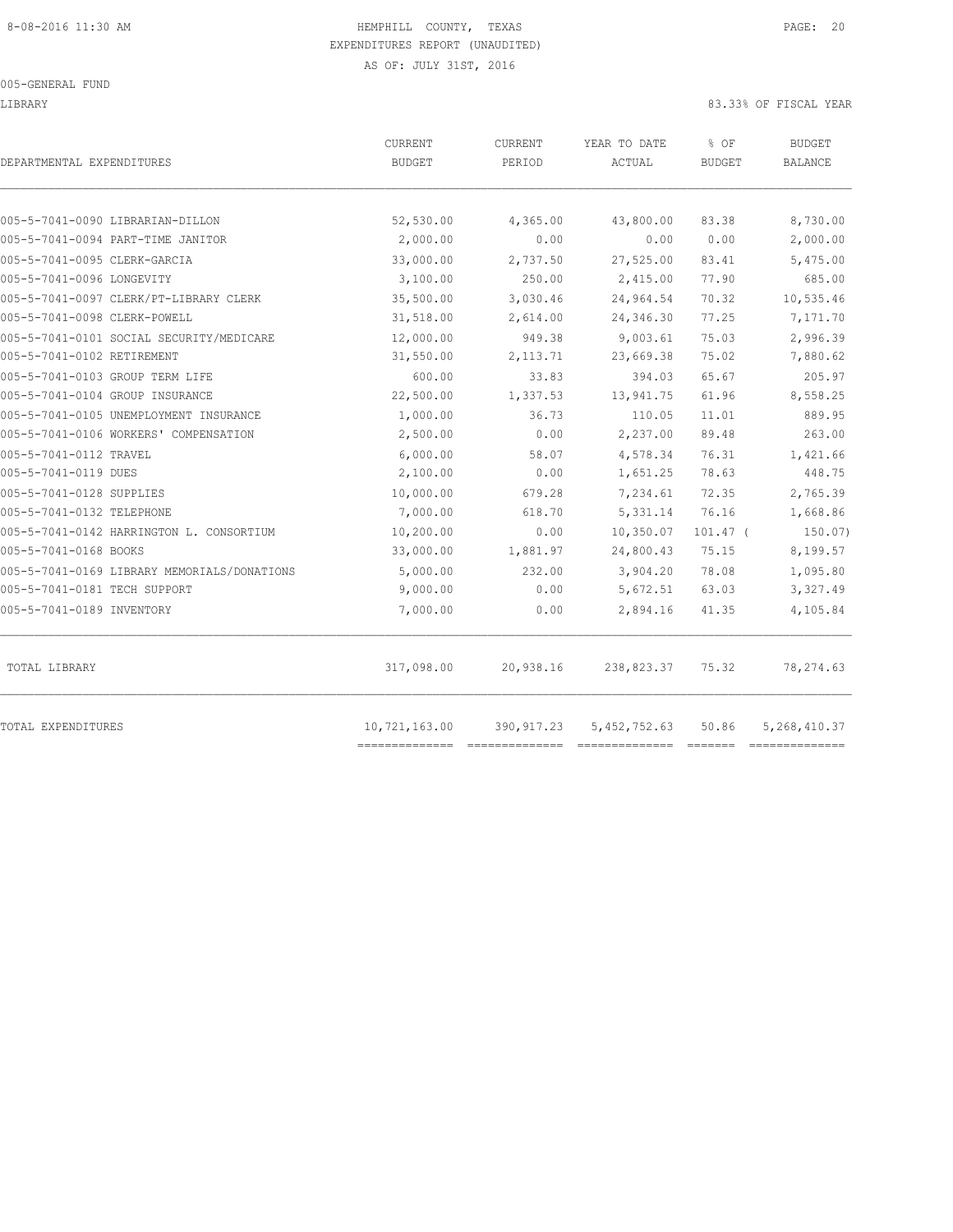8-08-2016 11:30 AM

HEMPHILL COUNTY, TEXAS
EXPENDITURES REPORT (UNAUDITED)
AS OF: JULY 31ST, 2016

005-GENERAL FUND

LIBRARY

83.33% OF FISCAL YEAR

| DEPARTMENTAL EXPENDITURES | CURRENT BUDGET | CURRENT PERIOD | YEAR TO DATE ACTUAL | % OF BUDGET | BUDGET BALANCE |
|---|---|---|---|---|---|
| 005-5-7041-0090 LIBRARIAN-DILLON | 52,530.00 | 4,365.00 | 43,800.00 | 83.38 | 8,730.00 |
| 005-5-7041-0094 PART-TIME JANITOR | 2,000.00 | 0.00 | 0.00 | 0.00 | 2,000.00 |
| 005-5-7041-0095 CLERK-GARCIA | 33,000.00 | 2,737.50 | 27,525.00 | 83.41 | 5,475.00 |
| 005-5-7041-0096 LONGEVITY | 3,100.00 | 250.00 | 2,415.00 | 77.90 | 685.00 |
| 005-5-7041-0097 CLERK/PT-LIBRARY CLERK | 35,500.00 | 3,030.46 | 24,964.54 | 70.32 | 10,535.46 |
| 005-5-7041-0098 CLERK-POWELL | 31,518.00 | 2,614.00 | 24,346.30 | 77.25 | 7,171.70 |
| 005-5-7041-0101 SOCIAL SECURITY/MEDICARE | 12,000.00 | 949.38 | 9,003.61 | 75.03 | 2,996.39 |
| 005-5-7041-0102 RETIREMENT | 31,550.00 | 2,113.71 | 23,669.38 | 75.02 | 7,880.62 |
| 005-5-7041-0103 GROUP TERM LIFE | 600.00 | 33.83 | 394.03 | 65.67 | 205.97 |
| 005-5-7041-0104 GROUP INSURANCE | 22,500.00 | 1,337.53 | 13,941.75 | 61.96 | 8,558.25 |
| 005-5-7041-0105 UNEMPLOYMENT INSURANCE | 1,000.00 | 36.73 | 110.05 | 11.01 | 889.95 |
| 005-5-7041-0106 WORKERS' COMPENSATION | 2,500.00 | 0.00 | 2,237.00 | 89.48 | 263.00 |
| 005-5-7041-0112 TRAVEL | 6,000.00 | 58.07 | 4,578.34 | 76.31 | 1,421.66 |
| 005-5-7041-0119 DUES | 2,100.00 | 0.00 | 1,651.25 | 78.63 | 448.75 |
| 005-5-7041-0128 SUPPLIES | 10,000.00 | 679.28 | 7,234.61 | 72.35 | 2,765.39 |
| 005-5-7041-0132 TELEPHONE | 7,000.00 | 618.70 | 5,331.14 | 76.16 | 1,668.86 |
| 005-5-7041-0142 HARRINGTON L. CONSORTIUM | 10,200.00 | 0.00 | 10,350.07 | 101.47 | ( 150.07) |
| 005-5-7041-0168 BOOKS | 33,000.00 | 1,881.97 | 24,800.43 | 75.15 | 8,199.57 |
| 005-5-7041-0169 LIBRARY MEMORIALS/DONATIONS | 5,000.00 | 232.00 | 3,904.20 | 78.08 | 1,095.80 |
| 005-5-7041-0181 TECH SUPPORT | 9,000.00 | 0.00 | 5,672.51 | 63.03 | 3,327.49 |
| 005-5-7041-0189 INVENTORY | 7,000.00 | 0.00 | 2,894.16 | 41.35 | 4,105.84 |
| TOTAL LIBRARY | 317,098.00 | 20,938.16 | 238,823.37 | 75.32 | 78,274.63 |
| TOTAL EXPENDITURES | 10,721,163.00 | 390,917.23 | 5,452,752.63 | 50.86 | 5,268,410.37 |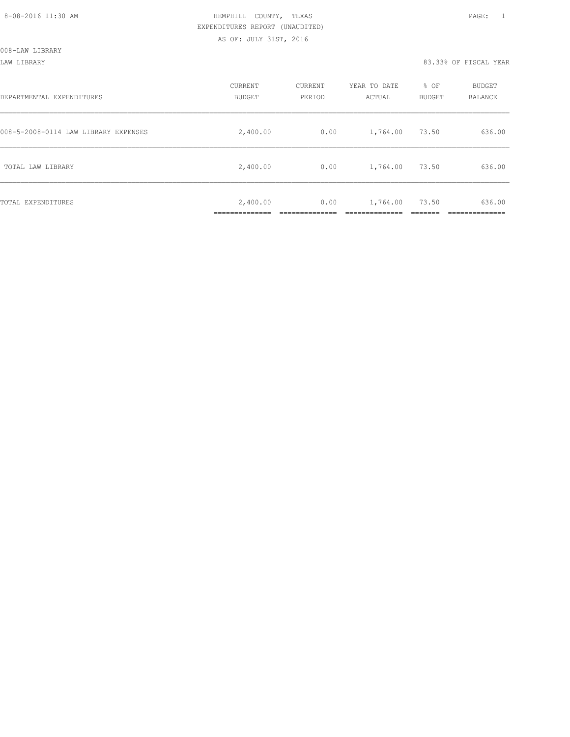HEMPHILL COUNTY, TEXAS
EXPENDITURES REPORT (UNAUDITED)
AS OF: JULY 31ST, 2016

008-LAW LIBRARY

LAW LIBRARY — 83.33% OF FISCAL YEAR

| DEPARTMENTAL EXPENDITURES | CURRENT BUDGET | CURRENT PERIOD | YEAR TO DATE ACTUAL | % OF BUDGET | BUDGET BALANCE |
|---|---|---|---|---|---|
| 008-5-2008-0114 LAW LIBRARY EXPENSES | 2,400.00 | 0.00 | 1,764.00 | 73.50 | 636.00 |
| TOTAL LAW LIBRARY | 2,400.00 | 0.00 | 1,764.00 | 73.50 | 636.00 |
| TOTAL EXPENDITURES | 2,400.00 | 0.00 | 1,764.00 | 73.50 | 636.00 |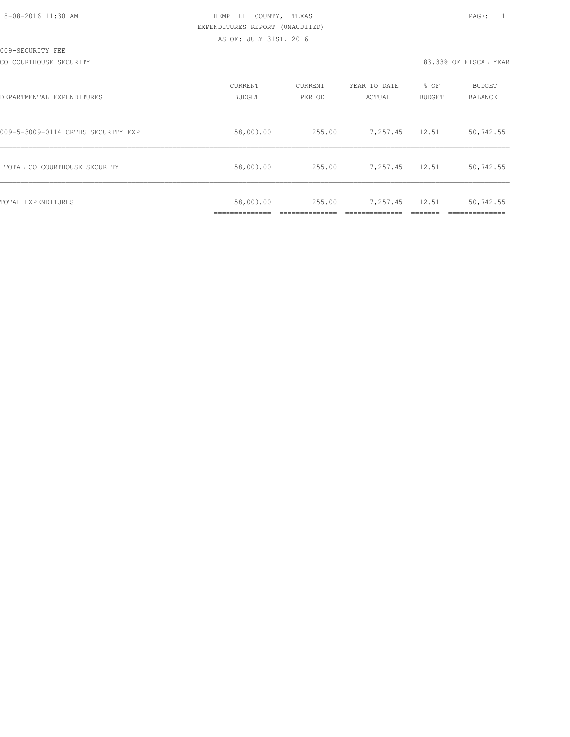8-08-2016 11:30 AM HEMPHILL COUNTY, TEXAS

EXPENDITURES REPORT (UNAUDITED)

AS OF: JULY 31ST, 2016

009-SECURITY FEE

CO COURTHOUSE SECURITY 83.33% OF FISCAL YEAR

| DEPARTMENTAL EXPENDITURES | CURRENT BUDGET | CURRENT PERIOD | YEAR TO DATE ACTUAL | % OF BUDGET | BUDGET BALANCE |
|---|---|---|---|---|---|
| 009-5-3009-0114 CRTHS SECURITY EXP | 58,000.00 | 255.00 | 7,257.45 | 12.51 | 50,742.55 |
| TOTAL CO COURTHOUSE SECURITY | 58,000.00 | 255.00 | 7,257.45 | 12.51 | 50,742.55 |
| TOTAL EXPENDITURES | 58,000.00 | 255.00 | 7,257.45 | 12.51 | 50,742.55 |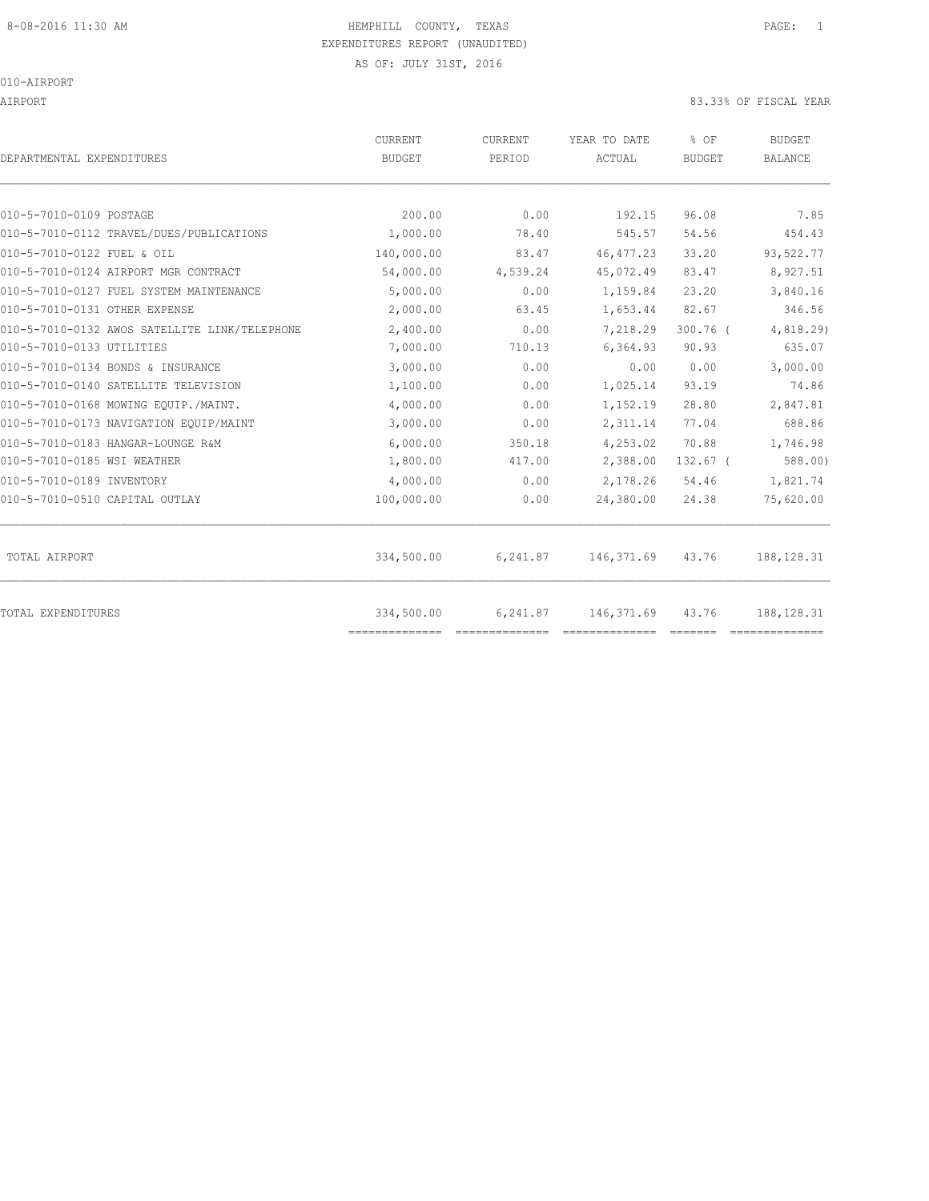HEMPHILL COUNTY, TEXAS
EXPENDITURES REPORT (UNAUDITED)
AS OF: JULY 31ST, 2016

010-AIRPORT

AIRPORT — 83.33% OF FISCAL YEAR

| DEPARTMENTAL EXPENDITURES | CURRENT BUDGET | CURRENT PERIOD | YEAR TO DATE ACTUAL | % OF BUDGET | BUDGET BALANCE |
|---|---|---|---|---|---|
| 010-5-7010-0109 POSTAGE | 200.00 | 0.00 | 192.15 | 96.08 | 7.85 |
| 010-5-7010-0112 TRAVEL/DUES/PUBLICATIONS | 1,000.00 | 78.40 | 545.57 | 54.56 | 454.43 |
| 010-5-7010-0122 FUEL & OIL | 140,000.00 | 83.47 | 46,477.23 | 33.20 | 93,522.77 |
| 010-5-7010-0124 AIRPORT MGR CONTRACT | 54,000.00 | 4,539.24 | 45,072.49 | 83.47 | 8,927.51 |
| 010-5-7010-0127 FUEL SYSTEM MAINTENANCE | 5,000.00 | 0.00 | 1,159.84 | 23.20 | 3,840.16 |
| 010-5-7010-0131 OTHER EXPENSE | 2,000.00 | 63.45 | 1,653.44 | 82.67 | 346.56 |
| 010-5-7010-0132 AWOS SATELLITE LINK/TELEPHONE | 2,400.00 | 0.00 | 7,218.29 | 300.76 | ( 4,818.29) |
| 010-5-7010-0133 UTILITIES | 7,000.00 | 710.13 | 6,364.93 | 90.93 | 635.07 |
| 010-5-7010-0134 BONDS & INSURANCE | 3,000.00 | 0.00 | 0.00 | 0.00 | 3,000.00 |
| 010-5-7010-0140 SATELLITE TELEVISION | 1,100.00 | 0.00 | 1,025.14 | 93.19 | 74.86 |
| 010-5-7010-0168 MOWING EQUIP./MAINT. | 4,000.00 | 0.00 | 1,152.19 | 28.80 | 2,847.81 |
| 010-5-7010-0173 NAVIGATION EQUIP/MAINT | 3,000.00 | 0.00 | 2,311.14 | 77.04 | 688.86 |
| 010-5-7010-0183 HANGAR-LOUNGE R&M | 6,000.00 | 350.18 | 4,253.02 | 70.88 | 1,746.98 |
| 010-5-7010-0185 WSI WEATHER | 1,800.00 | 417.00 | 2,388.00 | 132.67 | ( 588.00) |
| 010-5-7010-0189 INVENTORY | 4,000.00 | 0.00 | 2,178.26 | 54.46 | 1,821.74 |
| 010-5-7010-0510 CAPITAL OUTLAY | 100,000.00 | 0.00 | 24,380.00 | 24.38 | 75,620.00 |
| TOTAL AIRPORT | 334,500.00 | 6,241.87 | 146,371.69 | 43.76 | 188,128.31 |
| TOTAL EXPENDITURES | 334,500.00 | 6,241.87 | 146,371.69 | 43.76 | 188,128.31 |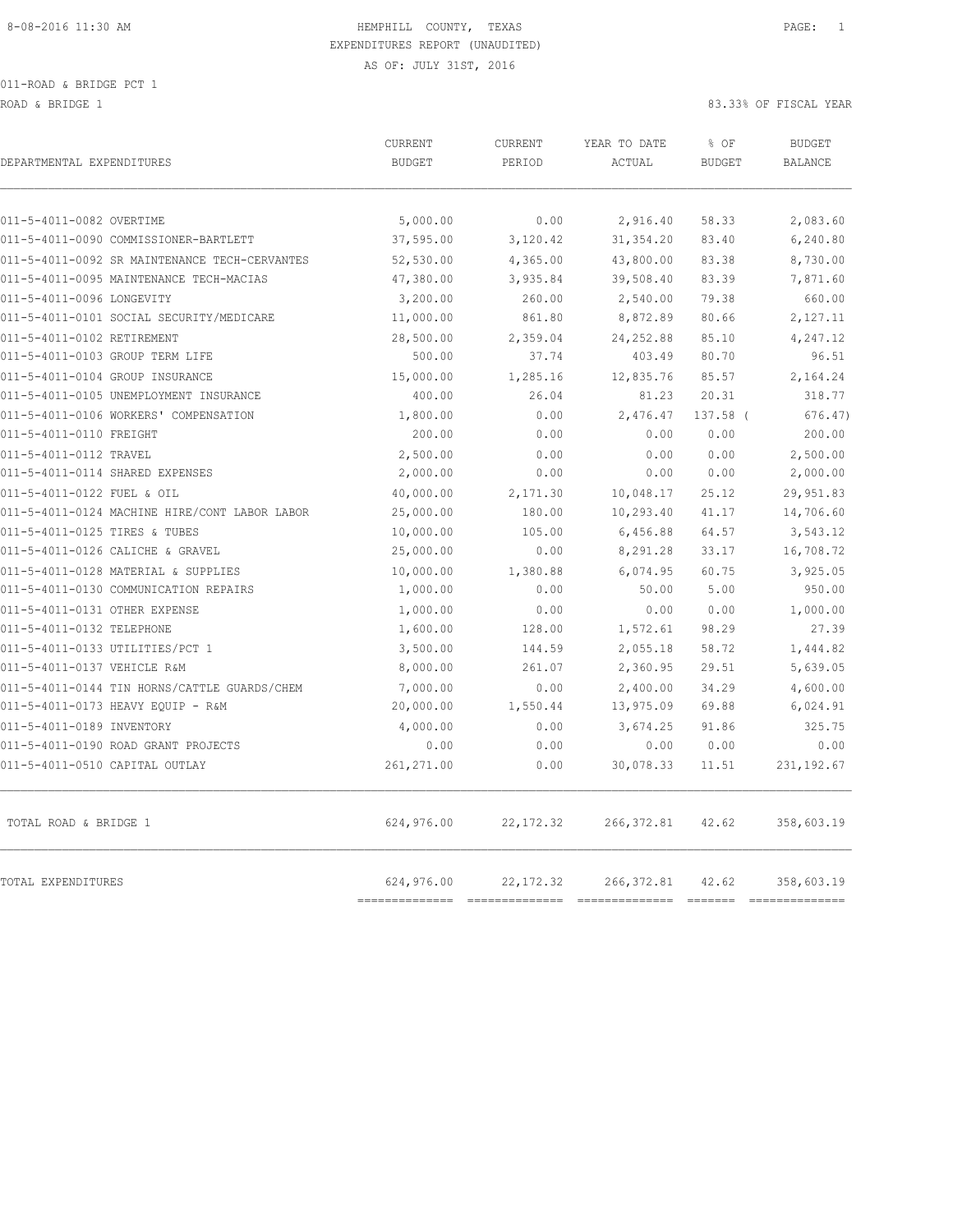HEMPHILL COUNTY, TEXAS
EXPENDITURES REPORT (UNAUDITED)
AS OF: JULY 31ST, 2016

011-ROAD & BRIDGE PCT 1

ROAD & BRIDGE 1 — 83.33% OF FISCAL YEAR

| DEPARTMENTAL EXPENDITURES | CURRENT BUDGET | CURRENT PERIOD | YEAR TO DATE ACTUAL | % OF BUDGET | BUDGET BALANCE |
|---|---|---|---|---|---|
| 011-5-4011-0082 OVERTIME | 5,000.00 | 0.00 | 2,916.40 | 58.33 | 2,083.60 |
| 011-5-4011-0090 COMMISSIONER-BARTLETT | 37,595.00 | 3,120.42 | 31,354.20 | 83.40 | 6,240.80 |
| 011-5-4011-0092 SR MAINTENANCE TECH-CERVANTES | 52,530.00 | 4,365.00 | 43,800.00 | 83.38 | 8,730.00 |
| 011-5-4011-0095 MAINTENANCE TECH-MACIAS | 47,380.00 | 3,935.84 | 39,508.40 | 83.39 | 7,871.60 |
| 011-5-4011-0096 LONGEVITY | 3,200.00 | 260.00 | 2,540.00 | 79.38 | 660.00 |
| 011-5-4011-0101 SOCIAL SECURITY/MEDICARE | 11,000.00 | 861.80 | 8,872.89 | 80.66 | 2,127.11 |
| 011-5-4011-0102 RETIREMENT | 28,500.00 | 2,359.04 | 24,252.88 | 85.10 | 4,247.12 |
| 011-5-4011-0103 GROUP TERM LIFE | 500.00 | 37.74 | 403.49 | 80.70 | 96.51 |
| 011-5-4011-0104 GROUP INSURANCE | 15,000.00 | 1,285.16 | 12,835.76 | 85.57 | 2,164.24 |
| 011-5-4011-0105 UNEMPLOYMENT INSURANCE | 400.00 | 26.04 | 81.23 | 20.31 | 318.77 |
| 011-5-4011-0106 WORKERS' COMPENSATION | 1,800.00 | 0.00 | 2,476.47 | 137.58 | ( 676.47) |
| 011-5-4011-0110 FREIGHT | 200.00 | 0.00 | 0.00 | 0.00 | 200.00 |
| 011-5-4011-0112 TRAVEL | 2,500.00 | 0.00 | 0.00 | 0.00 | 2,500.00 |
| 011-5-4011-0114 SHARED EXPENSES | 2,000.00 | 0.00 | 0.00 | 0.00 | 2,000.00 |
| 011-5-4011-0122 FUEL & OIL | 40,000.00 | 2,171.30 | 10,048.17 | 25.12 | 29,951.83 |
| 011-5-4011-0124 MACHINE HIRE/CONT LABOR LABOR | 25,000.00 | 180.00 | 10,293.40 | 41.17 | 14,706.60 |
| 011-5-4011-0125 TIRES & TUBES | 10,000.00 | 105.00 | 6,456.88 | 64.57 | 3,543.12 |
| 011-5-4011-0126 CALICHE & GRAVEL | 25,000.00 | 0.00 | 8,291.28 | 33.17 | 16,708.72 |
| 011-5-4011-0128 MATERIAL & SUPPLIES | 10,000.00 | 1,380.88 | 6,074.95 | 60.75 | 3,925.05 |
| 011-5-4011-0130 COMMUNICATION REPAIRS | 1,000.00 | 0.00 | 50.00 | 5.00 | 950.00 |
| 011-5-4011-0131 OTHER EXPENSE | 1,000.00 | 0.00 | 0.00 | 0.00 | 1,000.00 |
| 011-5-4011-0132 TELEPHONE | 1,600.00 | 128.00 | 1,572.61 | 98.29 | 27.39 |
| 011-5-4011-0133 UTILITIES/PCT 1 | 3,500.00 | 144.59 | 2,055.18 | 58.72 | 1,444.82 |
| 011-5-4011-0137 VEHICLE R&M | 8,000.00 | 261.07 | 2,360.95 | 29.51 | 5,639.05 |
| 011-5-4011-0144 TIN HORNS/CATTLE GUARDS/CHEM | 7,000.00 | 0.00 | 2,400.00 | 34.29 | 4,600.00 |
| 011-5-4011-0173 HEAVY EQUIP - R&M | 20,000.00 | 1,550.44 | 13,975.09 | 69.88 | 6,024.91 |
| 011-5-4011-0189 INVENTORY | 4,000.00 | 0.00 | 3,674.25 | 91.86 | 325.75 |
| 011-5-4011-0190 ROAD GRANT PROJECTS | 0.00 | 0.00 | 0.00 | 0.00 | 0.00 |
| 011-5-4011-0510 CAPITAL OUTLAY | 261,271.00 | 0.00 | 30,078.33 | 11.51 | 231,192.67 |
| TOTAL ROAD & BRIDGE 1 | 624,976.00 | 22,172.32 | 266,372.81 | 42.62 | 358,603.19 |
| TOTAL EXPENDITURES | 624,976.00 | 22,172.32 | 266,372.81 | 42.62 | 358,603.19 |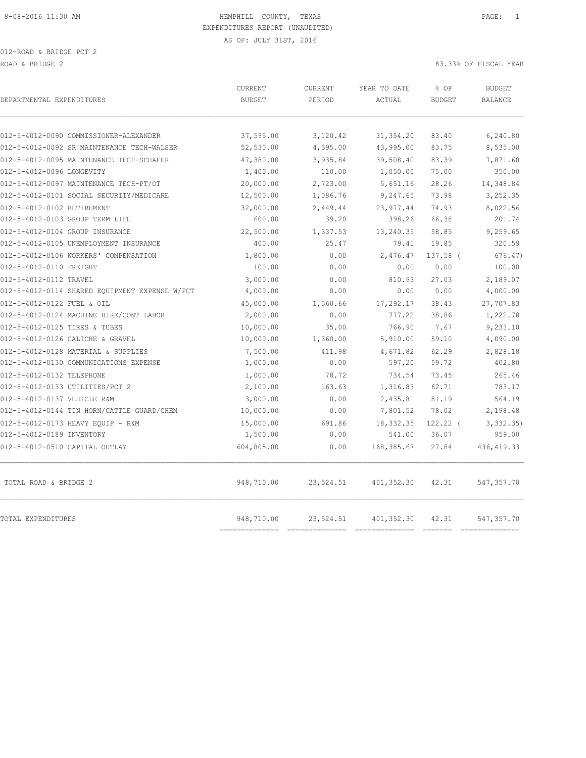HEMPHILL COUNTY, TEXAS

EXPENDITURES REPORT (UNAUDITED)

AS OF: JULY 31ST, 2016

012-ROAD & BRIDGE PCT 2

ROAD & BRIDGE 2 — 83.33% OF FISCAL YEAR

| DEPARTMENTAL EXPENDITURES | CURRENT BUDGET | CURRENT PERIOD | YEAR TO DATE ACTUAL | % OF BUDGET | BUDGET BALANCE |
|---|---|---|---|---|---|
| 012-5-4012-0090 COMMISSIONER-ALEXANDER | 37,595.00 | 3,120.42 | 31,354.20 | 83.40 | 6,240.80 |
| 012-5-4012-0092 SR MAINTENANCE TECH-WALSER | 52,530.00 | 4,395.00 | 43,995.00 | 83.75 | 8,535.00 |
| 012-5-4012-0095 MAINTENANCE TECH-SCHAFER | 47,380.00 | 3,935.84 | 39,508.40 | 83.39 | 7,871.60 |
| 012-5-4012-0096 LONGEVITY | 1,400.00 | 110.00 | 1,050.00 | 75.00 | 350.00 |
| 012-5-4012-0097 MAINTENANCE TECH-PT/OT | 20,000.00 | 2,723.00 | 5,651.16 | 28.26 | 14,348.84 |
| 012-5-4012-0101 SOCIAL SECURITY/MEDICARE | 12,500.00 | 1,086.76 | 9,247.65 | 73.98 | 3,252.35 |
| 012-5-4012-0102 RETIREMENT | 32,000.00 | 2,449.44 | 23,977.44 | 74.93 | 8,022.56 |
| 012-5-4012-0103 GROUP TERM LIFE | 600.00 | 39.20 | 398.26 | 66.38 | 201.74 |
| 012-5-4012-0104 GROUP INSURANCE | 22,500.00 | 1,337.53 | 13,240.35 | 58.85 | 9,259.65 |
| 012-5-4012-0105 UNEMPLOYMENT INSURANCE | 400.00 | 25.47 | 79.41 | 19.85 | 320.59 |
| 012-5-4012-0106 WORKERS' COMPENSATION | 1,800.00 | 0.00 | 2,476.47 | 137.58 | ( 676.47) |
| 012-5-4012-0110 FREIGHT | 100.00 | 0.00 | 0.00 | 0.00 | 100.00 |
| 012-5-4012-0112 TRAVEL | 3,000.00 | 0.00 | 810.93 | 27.03 | 2,189.07 |
| 012-5-4012-0114 SHARED EQUIPMENT EXPENSE W/PCT | 4,000.00 | 0.00 | 0.00 | 0.00 | 4,000.00 |
| 012-5-4012-0122 FUEL & OIL | 45,000.00 | 1,560.66 | 17,292.17 | 38.43 | 27,707.83 |
| 012-5-4012-0124 MACHINE HIRE/CONT LABOR | 2,000.00 | 0.00 | 777.22 | 38.86 | 1,222.78 |
| 012-5-4012-0125 TIRES & TUBES | 10,000.00 | 35.00 | 766.90 | 7.67 | 9,233.10 |
| 012-5-4012-0126 CALICHE & GRAVEL | 10,000.00 | 1,360.00 | 5,910.00 | 59.10 | 4,090.00 |
| 012-5-4012-0128 MATERIAL & SUPPLIES | 7,500.00 | 411.98 | 4,671.82 | 62.29 | 2,828.18 |
| 012-5-4012-0130 COMMUNICATIONS EXPENSE | 1,000.00 | 0.00 | 597.20 | 59.72 | 402.80 |
| 012-5-4012-0132 TELEPHONE | 1,000.00 | 78.72 | 734.54 | 73.45 | 265.46 |
| 012-5-4012-0133 UTILITIES/PCT 2 | 2,100.00 | 163.63 | 1,316.83 | 62.71 | 783.17 |
| 012-5-4012-0137 VEHICLE R&M | 3,000.00 | 0.00 | 2,435.81 | 81.19 | 564.19 |
| 012-5-4012-0144 TIN HORN/CATTLE GUARD/CHEM | 10,000.00 | 0.00 | 7,801.52 | 78.02 | 2,198.48 |
| 012-5-4012-0173 HEAVY EQUIP - R&M | 15,000.00 | 691.86 | 18,332.35 | 122.22 | ( 3,332.35) |
| 012-5-4012-0189 INVENTORY | 1,500.00 | 0.00 | 541.00 | 36.07 | 959.00 |
| 012-5-4012-0510 CAPITAL OUTLAY | 604,805.00 | 0.00 | 168,385.67 | 27.84 | 436,419.33 |
| TOTAL ROAD & BRIDGE 2 | 948,710.00 | 23,524.51 | 401,352.30 | 42.31 | 547,357.70 |
| TOTAL EXPENDITURES | 948,710.00 | 23,524.51 | 401,352.30 | 42.31 | 547,357.70 |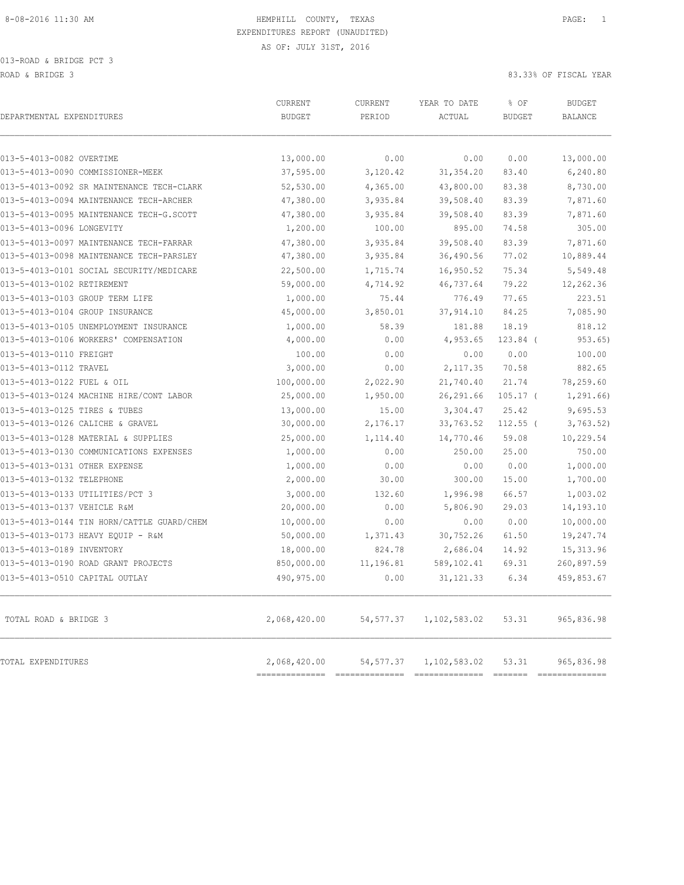HEMPHILL COUNTY, TEXAS
EXPENDITURES REPORT (UNAUDITED)
AS OF: JULY 31ST, 2016

8-08-2016 11:30 AM

013-ROAD & BRIDGE PCT 3

ROAD & BRIDGE 3

83.33% OF FISCAL YEAR

| DEPARTMENTAL EXPENDITURES | CURRENT BUDGET | CURRENT PERIOD | YEAR TO DATE ACTUAL | % OF BUDGET | BUDGET BALANCE |
|---|---|---|---|---|---|
| 013-5-4013-0082 OVERTIME | 13,000.00 | 0.00 | 0.00 | 0.00 | 13,000.00 |
| 013-5-4013-0090 COMMISSIONER-MEEK | 37,595.00 | 3,120.42 | 31,354.20 | 83.40 | 6,240.80 |
| 013-5-4013-0092 SR MAINTENANCE TECH-CLARK | 52,530.00 | 4,365.00 | 43,800.00 | 83.38 | 8,730.00 |
| 013-5-4013-0094 MAINTENANCE TECH-ARCHER | 47,380.00 | 3,935.84 | 39,508.40 | 83.39 | 7,871.60 |
| 013-5-4013-0095 MAINTENANCE TECH-G.SCOTT | 47,380.00 | 3,935.84 | 39,508.40 | 83.39 | 7,871.60 |
| 013-5-4013-0096 LONGEVITY | 1,200.00 | 100.00 | 895.00 | 74.58 | 305.00 |
| 013-5-4013-0097 MAINTENANCE TECH-FARRAR | 47,380.00 | 3,935.84 | 39,508.40 | 83.39 | 7,871.60 |
| 013-5-4013-0098 MAINTENANCE TECH-PARSLEY | 47,380.00 | 3,935.84 | 36,490.56 | 77.02 | 10,889.44 |
| 013-5-4013-0101 SOCIAL SECURITY/MEDICARE | 22,500.00 | 1,715.74 | 16,950.52 | 75.34 | 5,549.48 |
| 013-5-4013-0102 RETIREMENT | 59,000.00 | 4,714.92 | 46,737.64 | 79.22 | 12,262.36 |
| 013-5-4013-0103 GROUP TERM LIFE | 1,000.00 | 75.44 | 776.49 | 77.65 | 223.51 |
| 013-5-4013-0104 GROUP INSURANCE | 45,000.00 | 3,850.01 | 37,914.10 | 84.25 | 7,085.90 |
| 013-5-4013-0105 UNEMPLOYMENT INSURANCE | 1,000.00 | 58.39 | 181.88 | 18.19 | 818.12 |
| 013-5-4013-0106 WORKERS' COMPENSATION | 4,000.00 | 0.00 | 4,953.65 | 123.84 ( | 953.65) |
| 013-5-4013-0110 FREIGHT | 100.00 | 0.00 | 0.00 | 0.00 | 100.00 |
| 013-5-4013-0112 TRAVEL | 3,000.00 | 0.00 | 2,117.35 | 70.58 | 882.65 |
| 013-5-4013-0122 FUEL & OIL | 100,000.00 | 2,022.90 | 21,740.40 | 21.74 | 78,259.60 |
| 013-5-4013-0124 MACHINE HIRE/CONT LABOR | 25,000.00 | 1,950.00 | 26,291.66 | 105.17 ( | 1,291.66) |
| 013-5-4013-0125 TIRES & TUBES | 13,000.00 | 15.00 | 3,304.47 | 25.42 | 9,695.53 |
| 013-5-4013-0126 CALICHE & GRAVEL | 30,000.00 | 2,176.17 | 33,763.52 | 112.55 ( | 3,763.52) |
| 013-5-4013-0128 MATERIAL & SUPPLIES | 25,000.00 | 1,114.40 | 14,770.46 | 59.08 | 10,229.54 |
| 013-5-4013-0130 COMMUNICATIONS EXPENSES | 1,000.00 | 0.00 | 250.00 | 25.00 | 750.00 |
| 013-5-4013-0131 OTHER EXPENSE | 1,000.00 | 0.00 | 0.00 | 0.00 | 1,000.00 |
| 013-5-4013-0132 TELEPHONE | 2,000.00 | 30.00 | 300.00 | 15.00 | 1,700.00 |
| 013-5-4013-0133 UTILITIES/PCT 3 | 3,000.00 | 132.60 | 1,996.98 | 66.57 | 1,003.02 |
| 013-5-4013-0137 VEHICLE R&M | 20,000.00 | 0.00 | 5,806.90 | 29.03 | 14,193.10 |
| 013-5-4013-0144 TIN HORN/CATTLE GUARD/CHEM | 10,000.00 | 0.00 | 0.00 | 0.00 | 10,000.00 |
| 013-5-4013-0173 HEAVY EQUIP - R&M | 50,000.00 | 1,371.43 | 30,752.26 | 61.50 | 19,247.74 |
| 013-5-4013-0189 INVENTORY | 18,000.00 | 824.78 | 2,686.04 | 14.92 | 15,313.96 |
| 013-5-4013-0190 ROAD GRANT PROJECTS | 850,000.00 | 11,196.81 | 589,102.41 | 69.31 | 260,897.59 |
| 013-5-4013-0510 CAPITAL OUTLAY | 490,975.00 | 0.00 | 31,121.33 | 6.34 | 459,853.67 |
| TOTAL ROAD & BRIDGE 3 | 2,068,420.00 | 54,577.37 | 1,102,583.02 | 53.31 | 965,836.98 |
| TOTAL EXPENDITURES | 2,068,420.00 | 54,577.37 | 1,102,583.02 | 53.31 | 965,836.98 |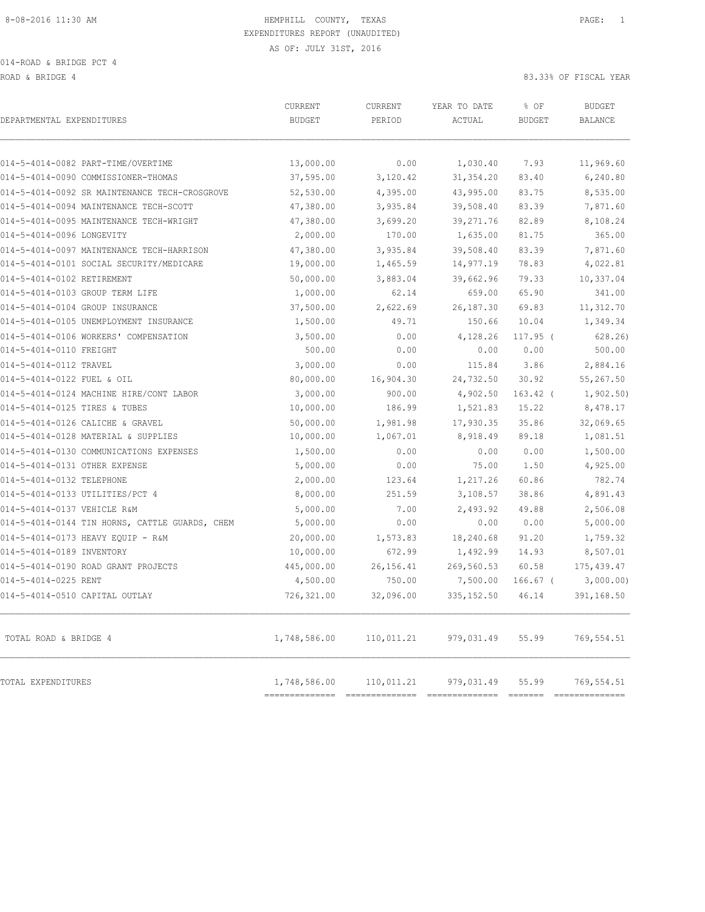HEMPHILL COUNTY, TEXAS
EXPENDITURES REPORT (UNAUDITED)
AS OF: JULY 31ST, 2016

014-ROAD & BRIDGE PCT 4

ROAD & BRIDGE 4

83.33% OF FISCAL YEAR

| DEPARTMENTAL EXPENDITURES | CURRENT BUDGET | CURRENT PERIOD | YEAR TO DATE ACTUAL | % OF BUDGET | BUDGET BALANCE |
|---|---|---|---|---|---|
| 014-5-4014-0082 PART-TIME/OVERTIME | 13,000.00 | 0.00 | 1,030.40 | 7.93 | 11,969.60 |
| 014-5-4014-0090 COMMISSIONER-THOMAS | 37,595.00 | 3,120.42 | 31,354.20 | 83.40 | 6,240.80 |
| 014-5-4014-0092 SR MAINTENANCE TECH-CROSGROVE | 52,530.00 | 4,395.00 | 43,995.00 | 83.75 | 8,535.00 |
| 014-5-4014-0094 MAINTENANCE TECH-SCOTT | 47,380.00 | 3,935.84 | 39,508.40 | 83.39 | 7,871.60 |
| 014-5-4014-0095 MAINTENANCE TECH-WRIGHT | 47,380.00 | 3,699.20 | 39,271.76 | 82.89 | 8,108.24 |
| 014-5-4014-0096 LONGEVITY | 2,000.00 | 170.00 | 1,635.00 | 81.75 | 365.00 |
| 014-5-4014-0097 MAINTENANCE TECH-HARRISON | 47,380.00 | 3,935.84 | 39,508.40 | 83.39 | 7,871.60 |
| 014-5-4014-0101 SOCIAL SECURITY/MEDICARE | 19,000.00 | 1,465.59 | 14,977.19 | 78.83 | 4,022.81 |
| 014-5-4014-0102 RETIREMENT | 50,000.00 | 3,883.04 | 39,662.96 | 79.33 | 10,337.04 |
| 014-5-4014-0103 GROUP TERM LIFE | 1,000.00 | 62.14 | 659.00 | 65.90 | 341.00 |
| 014-5-4014-0104 GROUP INSURANCE | 37,500.00 | 2,622.69 | 26,187.30 | 69.83 | 11,312.70 |
| 014-5-4014-0105 UNEMPLOYMENT INSURANCE | 1,500.00 | 49.71 | 150.66 | 10.04 | 1,349.34 |
| 014-5-4014-0106 WORKERS' COMPENSATION | 3,500.00 | 0.00 | 4,128.26 | 117.95 ( | 628.26) |
| 014-5-4014-0110 FREIGHT | 500.00 | 0.00 | 0.00 | 0.00 | 500.00 |
| 014-5-4014-0112 TRAVEL | 3,000.00 | 0.00 | 115.84 | 3.86 | 2,884.16 |
| 014-5-4014-0122 FUEL & OIL | 80,000.00 | 16,904.30 | 24,732.50 | 30.92 | 55,267.50 |
| 014-5-4014-0124 MACHINE HIRE/CONT LABOR | 3,000.00 | 900.00 | 4,902.50 | 163.42 ( | 1,902.50) |
| 014-5-4014-0125 TIRES & TUBES | 10,000.00 | 186.99 | 1,521.83 | 15.22 | 8,478.17 |
| 014-5-4014-0126 CALICHE & GRAVEL | 50,000.00 | 1,981.98 | 17,930.35 | 35.86 | 32,069.65 |
| 014-5-4014-0128 MATERIAL & SUPPLIES | 10,000.00 | 1,067.01 | 8,918.49 | 89.18 | 1,081.51 |
| 014-5-4014-0130 COMMUNICATIONS EXPENSES | 1,500.00 | 0.00 | 0.00 | 0.00 | 1,500.00 |
| 014-5-4014-0131 OTHER EXPENSE | 5,000.00 | 0.00 | 75.00 | 1.50 | 4,925.00 |
| 014-5-4014-0132 TELEPHONE | 2,000.00 | 123.64 | 1,217.26 | 60.86 | 782.74 |
| 014-5-4014-0133 UTILITIES/PCT 4 | 8,000.00 | 251.59 | 3,108.57 | 38.86 | 4,891.43 |
| 014-5-4014-0137 VEHICLE R&M | 5,000.00 | 7.00 | 2,493.92 | 49.88 | 2,506.08 |
| 014-5-4014-0144 TIN HORNS, CATTLE GUARDS, CHEM | 5,000.00 | 0.00 | 0.00 | 0.00 | 5,000.00 |
| 014-5-4014-0173 HEAVY EQUIP - R&M | 20,000.00 | 1,573.83 | 18,240.68 | 91.20 | 1,759.32 |
| 014-5-4014-0189 INVENTORY | 10,000.00 | 672.99 | 1,492.99 | 14.93 | 8,507.01 |
| 014-5-4014-0190 ROAD GRANT PROJECTS | 445,000.00 | 26,156.41 | 269,560.53 | 60.58 | 175,439.47 |
| 014-5-4014-0225 RENT | 4,500.00 | 750.00 | 7,500.00 | 166.67 ( | 3,000.00) |
| 014-5-4014-0510 CAPITAL OUTLAY | 726,321.00 | 32,096.00 | 335,152.50 | 46.14 | 391,168.50 |
| TOTAL ROAD & BRIDGE 4 | 1,748,586.00 | 110,011.21 | 979,031.49 | 55.99 | 769,554.51 |
| TOTAL EXPENDITURES | 1,748,586.00 | 110,011.21 | 979,031.49 | 55.99 | 769,554.51 |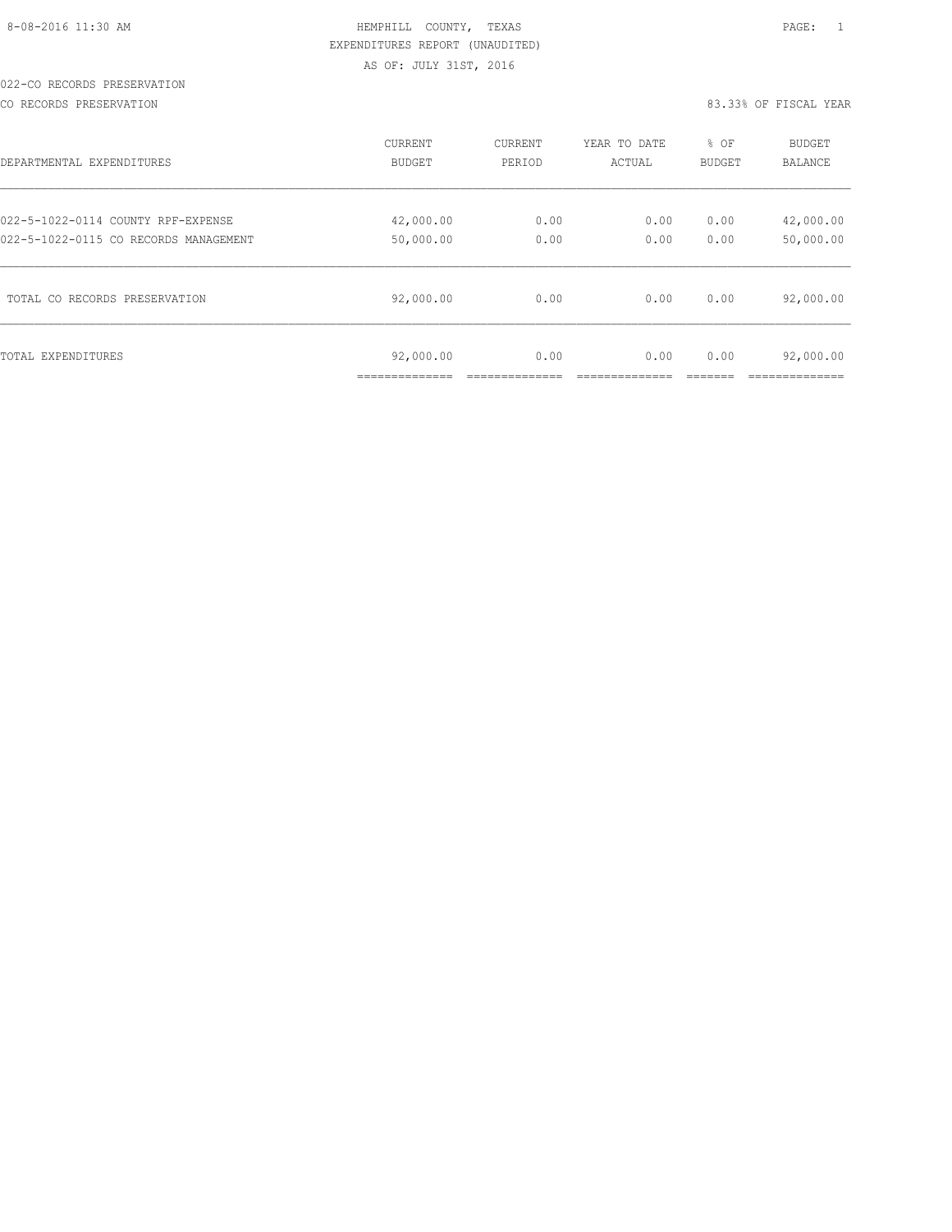8-08-2016 11:30 AM HEMPHILL COUNTY, TEXAS

EXPENDITURES REPORT (UNAUDITED)

AS OF: JULY 31ST, 2016

022-CO RECORDS PRESERVATION

CO RECORDS PRESERVATION 83.33% OF FISCAL YEAR

| DEPARTMENTAL EXPENDITURES | CURRENT BUDGET | CURRENT PERIOD | YEAR TO DATE ACTUAL | % OF BUDGET | BUDGET BALANCE |
|---|---|---|---|---|---|
| 022-5-1022-0114 COUNTY RPF-EXPENSE | 42,000.00 | 0.00 | 0.00 | 0.00 | 42,000.00 |
| 022-5-1022-0115 CO RECORDS MANAGEMENT | 50,000.00 | 0.00 | 0.00 | 0.00 | 50,000.00 |
| TOTAL CO RECORDS PRESERVATION | 92,000.00 | 0.00 | 0.00 | 0.00 | 92,000.00 |
| TOTAL EXPENDITURES | 92,000.00 | 0.00 | 0.00 | 0.00 | 92,000.00 |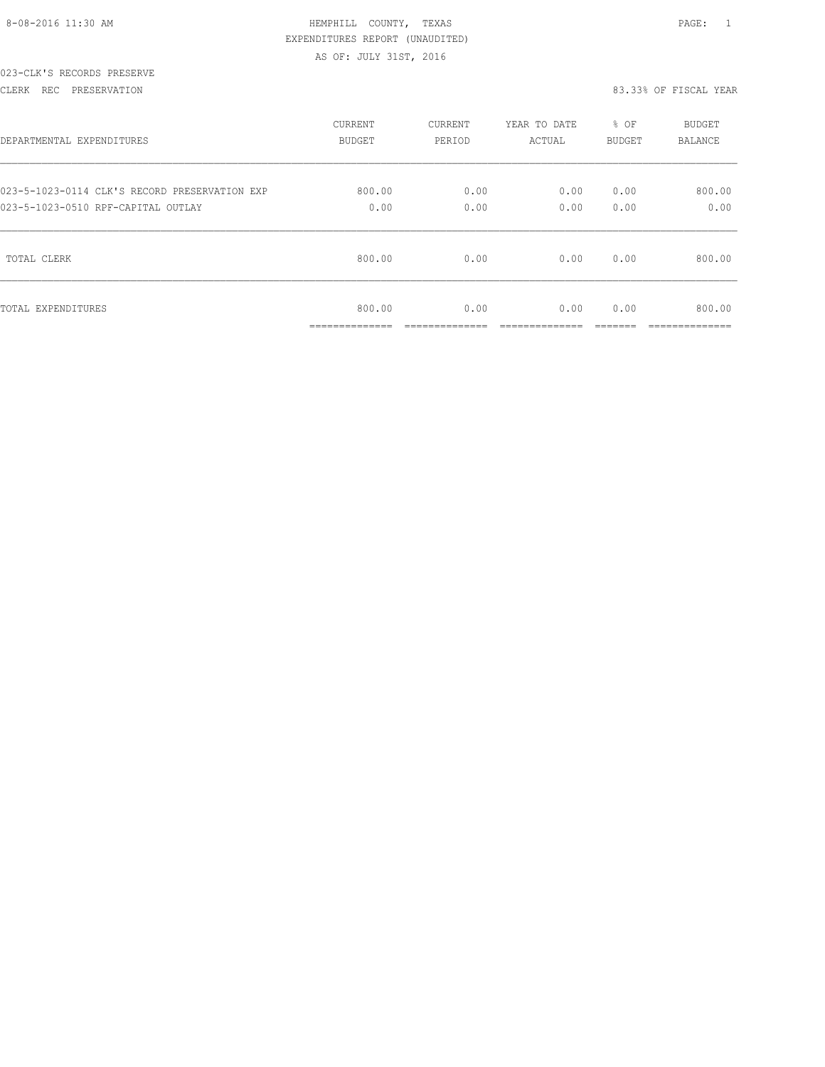8-08-2016 11:30 AM

HEMPHILL COUNTY, TEXAS

EXPENDITURES REPORT (UNAUDITED)

AS OF: JULY 31ST, 2016

023-CLK'S RECORDS PRESERVE

CLERK REC PRESERVATION

83.33% OF FISCAL YEAR

| DEPARTMENTAL EXPENDITURES | CURRENT BUDGET | CURRENT PERIOD | YEAR TO DATE ACTUAL | % OF BUDGET | BUDGET BALANCE |
|---|---|---|---|---|---|
| 023-5-1023-0114 CLK'S RECORD PRESERVATION EXP | 800.00 | 0.00 | 0.00 | 0.00 | 800.00 |
| 023-5-1023-0510 RPF-CAPITAL OUTLAY | 0.00 | 0.00 | 0.00 | 0.00 | 0.00 |
| TOTAL CLERK | 800.00 | 0.00 | 0.00 | 0.00 | 800.00 |
| TOTAL EXPENDITURES | 800.00 | 0.00 | 0.00 | 0.00 | 800.00 |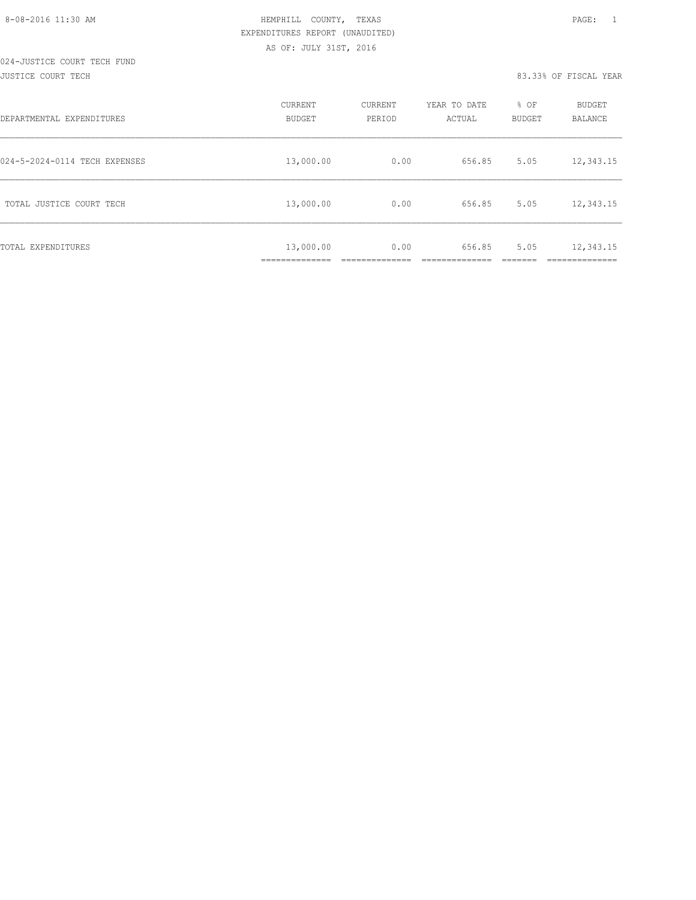HEMPHILL COUNTY, TEXAS
EXPENDITURES REPORT (UNAUDITED)
AS OF: JULY 31ST, 2016

024-JUSTICE COURT TECH FUND
JUSTICE COURT TECH

83.33% OF FISCAL YEAR

| DEPARTMENTAL EXPENDITURES | CURRENT BUDGET | CURRENT PERIOD | YEAR TO DATE ACTUAL | % OF BUDGET | BUDGET BALANCE |
|---|---|---|---|---|---|
| 024-5-2024-0114 TECH EXPENSES | 13,000.00 | 0.00 | 656.85 | 5.05 | 12,343.15 |
| TOTAL JUSTICE COURT TECH | 13,000.00 | 0.00 | 656.85 | 5.05 | 12,343.15 |
| TOTAL EXPENDITURES | 13,000.00 | 0.00 | 656.85 | 5.05 | 12,343.15 |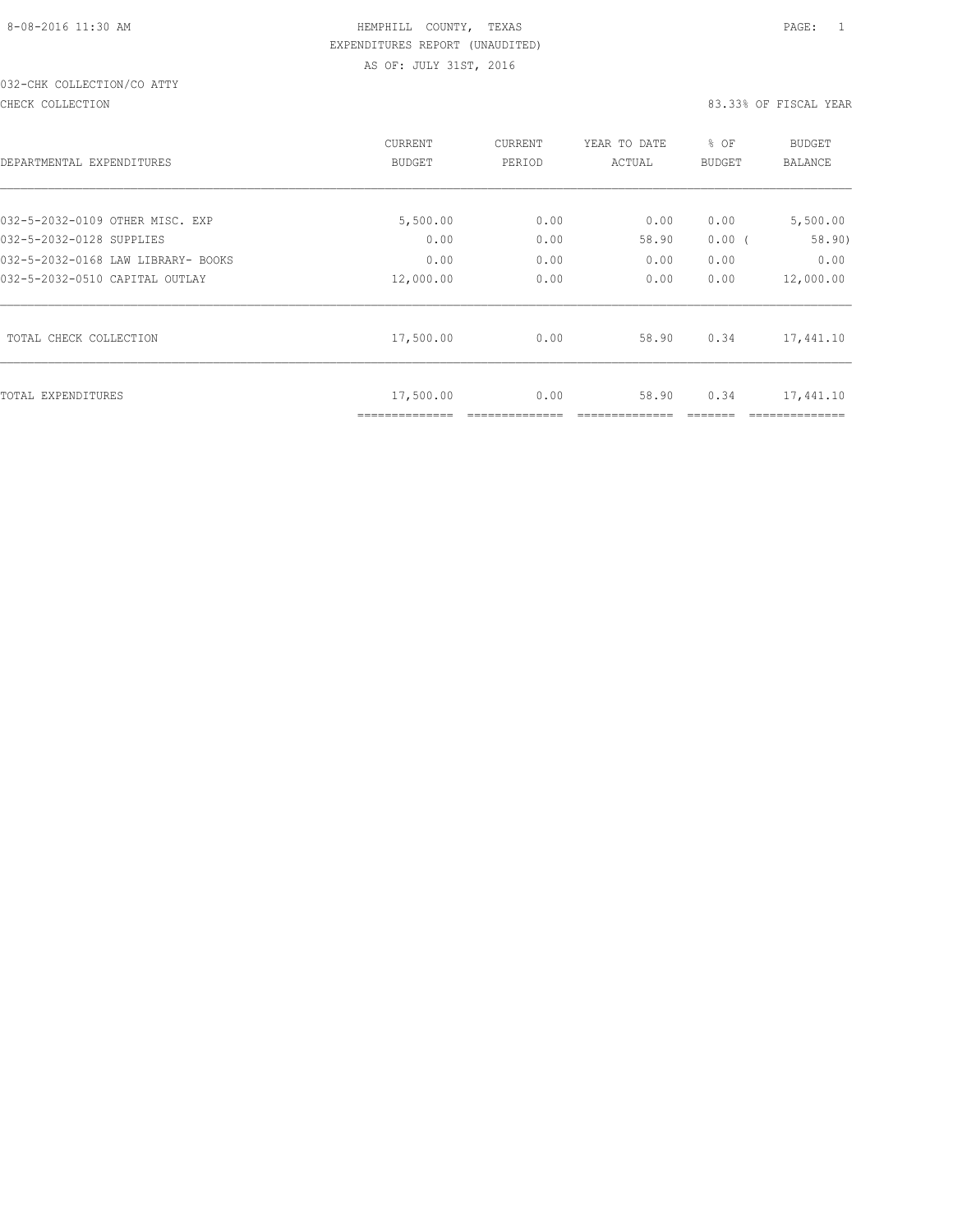HEMPHILL COUNTY, TEXAS
EXPENDITURES REPORT (UNAUDITED)
AS OF: JULY 31ST, 2016

032-CHK COLLECTION/CO ATTY

CHECK COLLECTION

83.33% OF FISCAL YEAR

| DEPARTMENTAL EXPENDITURES | CURRENT BUDGET | CURRENT PERIOD | YEAR TO DATE ACTUAL | % OF BUDGET | BUDGET BALANCE |
|---|---|---|---|---|---|
| 032-5-2032-0109 OTHER MISC. EXP | 5,500.00 | 0.00 | 0.00 | 0.00 | 5,500.00 |
| 032-5-2032-0128 SUPPLIES | 0.00 | 0.00 | 58.90 | 0.00 ( | 58.90) |
| 032-5-2032-0168 LAW LIBRARY- BOOKS | 0.00 | 0.00 | 0.00 | 0.00 | 0.00 |
| 032-5-2032-0510 CAPITAL OUTLAY | 12,000.00 | 0.00 | 0.00 | 0.00 | 12,000.00 |
| TOTAL CHECK COLLECTION | 17,500.00 | 0.00 | 58.90 | 0.34 | 17,441.10 |
| TOTAL EXPENDITURES | 17,500.00 | 0.00 | 58.90 | 0.34 | 17,441.10 |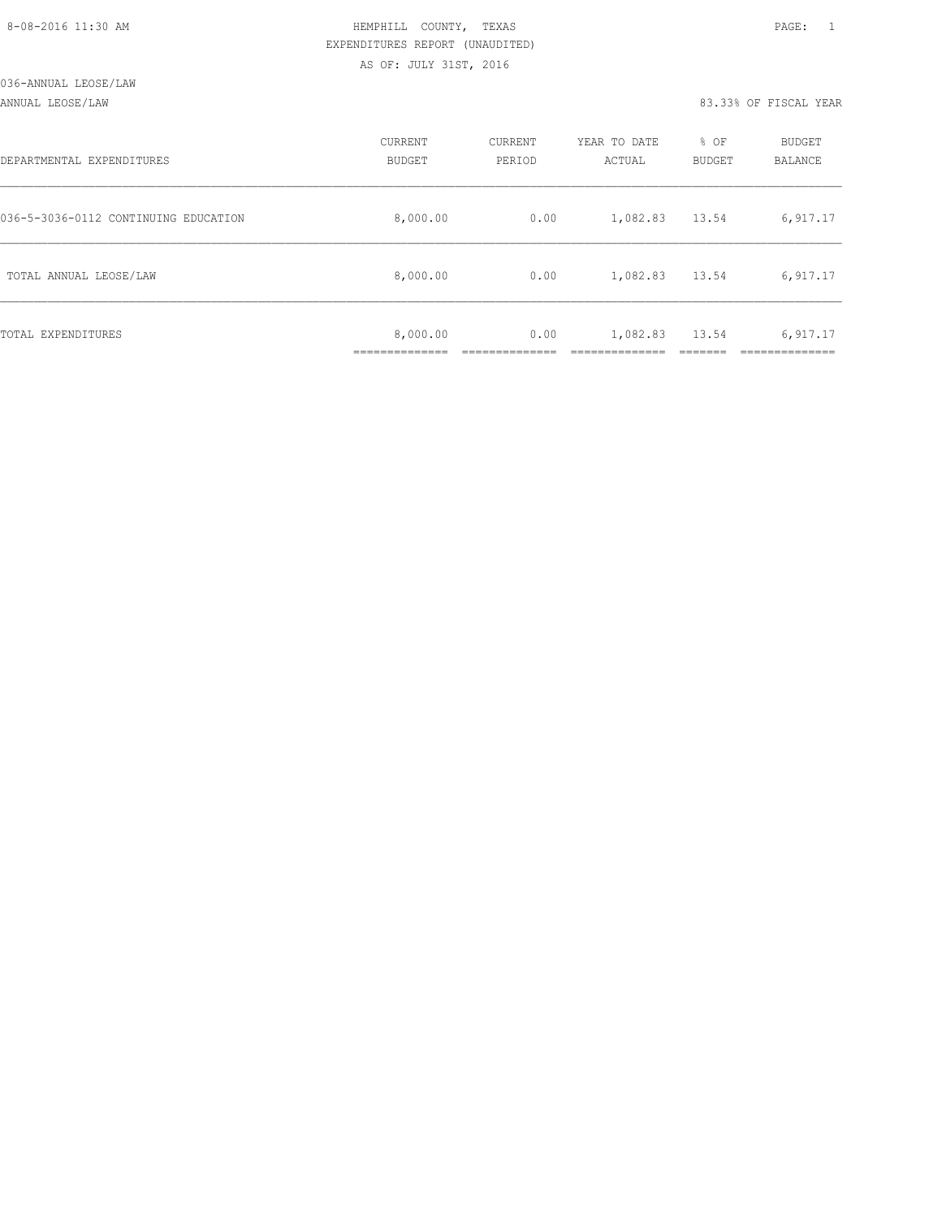8-08-2016 11:30 AM

HEMPHILL COUNTY, TEXAS
EXPENDITURES REPORT (UNAUDITED)
AS OF: JULY 31ST, 2016

036-ANNUAL LEOSE/LAW

ANNUAL LEOSE/LAW

83.33% OF FISCAL YEAR

| DEPARTMENTAL EXPENDITURES | CURRENT BUDGET | CURRENT PERIOD | YEAR TO DATE ACTUAL | % OF BUDGET | BUDGET BALANCE |
|---|---|---|---|---|---|
| 036-5-3036-0112 CONTINUING EDUCATION | 8,000.00 | 0.00 | 1,082.83 | 13.54 | 6,917.17 |
| TOTAL ANNUAL LEOSE/LAW | 8,000.00 | 0.00 | 1,082.83 | 13.54 | 6,917.17 |
| TOTAL EXPENDITURES | 8,000.00 | 0.00 | 1,082.83 | 13.54 | 6,917.17 |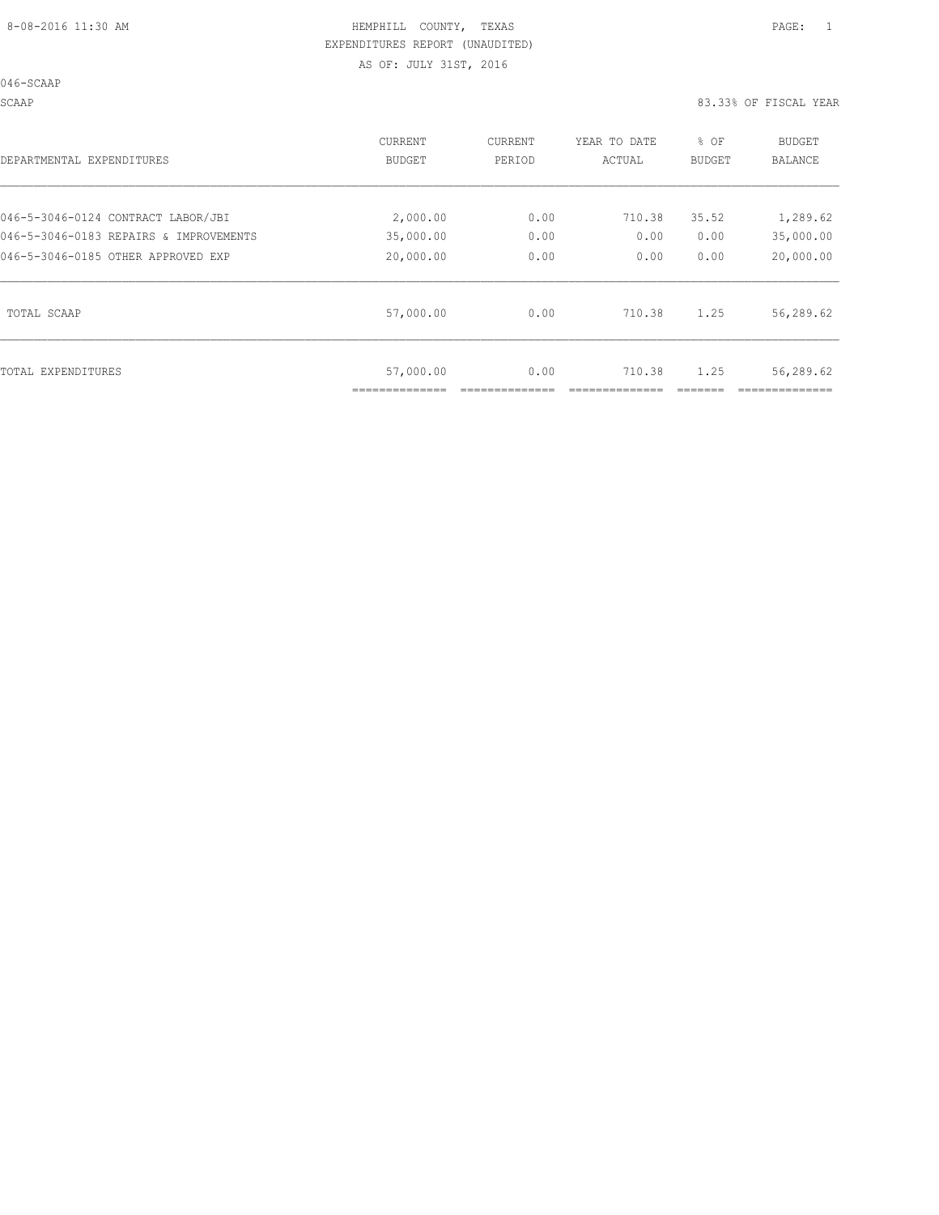HEMPHILL COUNTY, TEXAS
EXPENDITURES REPORT (UNAUDITED)
AS OF: JULY 31ST, 2016

8-08-2016 11:30 AM

046-SCAAP

SCAAP — 83.33% OF FISCAL YEAR

| DEPARTMENTAL EXPENDITURES | CURRENT BUDGET | CURRENT PERIOD | YEAR TO DATE ACTUAL | % OF BUDGET | BUDGET BALANCE |
|---|---|---|---|---|---|
| 046-5-3046-0124 CONTRACT LABOR/JBI | 2,000.00 | 0.00 | 710.38 | 35.52 | 1,289.62 |
| 046-5-3046-0183 REPAIRS & IMPROVEMENTS | 35,000.00 | 0.00 | 0.00 | 0.00 | 35,000.00 |
| 046-5-3046-0185 OTHER APPROVED EXP | 20,000.00 | 0.00 | 0.00 | 0.00 | 20,000.00 |
| TOTAL SCAAP | 57,000.00 | 0.00 | 710.38 | 1.25 | 56,289.62 |
| TOTAL EXPENDITURES | 57,000.00 | 0.00 | 710.38 | 1.25 | 56,289.62 |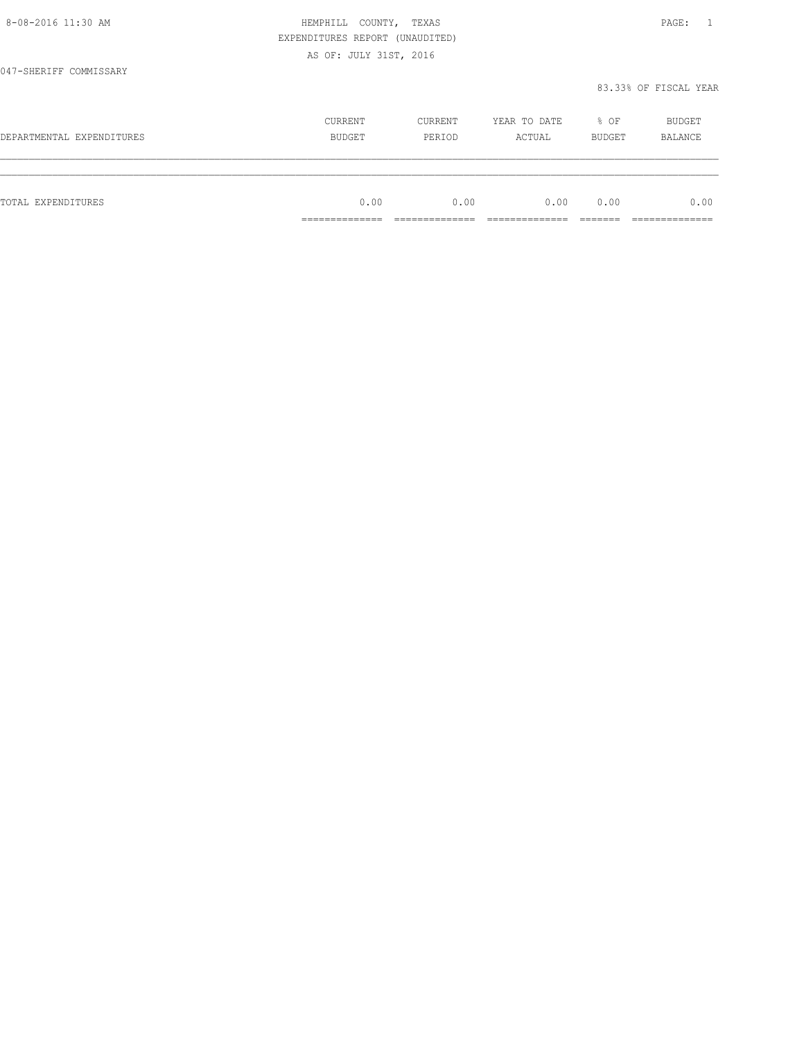HEMPHILL COUNTY, TEXAS
EXPENDITURES REPORT (UNAUDITED)
AS OF: JULY 31ST, 2016

047-SHERIFF COMMISSARY

83.33% OF FISCAL YEAR

| DEPARTMENTAL EXPENDITURES | CURRENT BUDGET | CURRENT PERIOD | YEAR TO DATE ACTUAL | % OF BUDGET | BUDGET BALANCE |
|---|---|---|---|---|---|
| TOTAL EXPENDITURES | 0.00 | 0.00 | 0.00 | 0.00 | 0.00 |